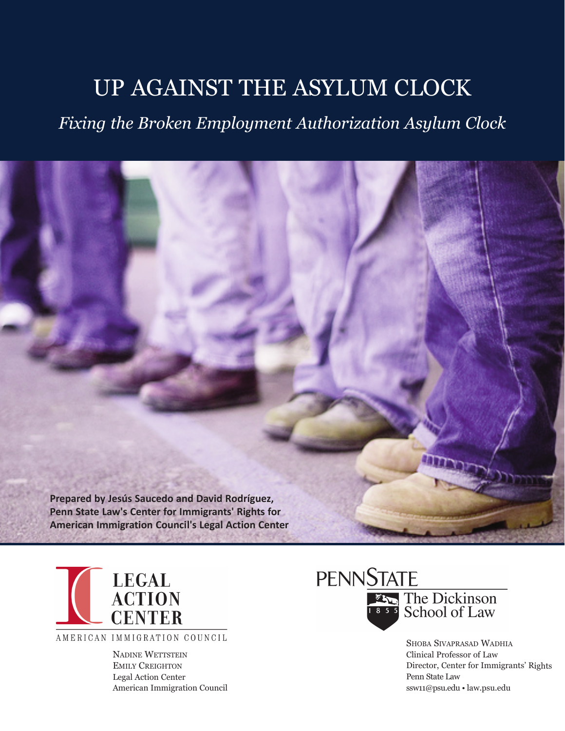# UP AGAINST THE ASYLUM CLOCK

*Fixing the Broken Employment Authorization Asylum Clock*

**Prepared by Jesús Saucedo and David Rodríguez, Penn State Law's Center for Immigrants' Rights for American Immigration Council's Legal Action Center**

LEGAL ACTION CENTER

AMERICAN IMMIGRATION COUNCIL

Nadine Wettstein
Emily Creighton
Legal Action Center
American Immigration Council

PENNSTATE

The Dickinson School of Law

1855

Shoba Sivaprasad Wadhia
Clinical Professor of Law
Director, Center for Immigrants' Rights
Penn State Law
ssw11@psu.edu • law.psu.edu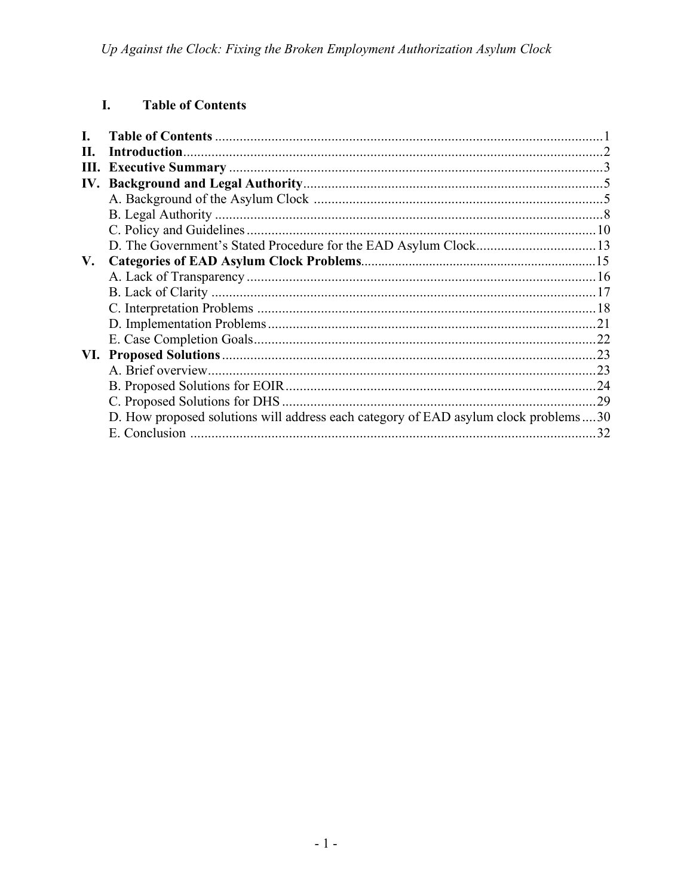## I. Table of Contents

**I. Table of Contents** .......... 1
**II. Introduction** .......... 2
**III. Executive Summary** .......... 3
**IV. Background and Legal Authority** .......... 5
- A. Background of the Asylum Clock .......... 5
- B. Legal Authority .......... 8
- C. Policy and Guidelines .......... 10
- D. The Government's Stated Procedure for the EAD Asylum Clock .......... 13

**V. Categories of EAD Asylum Clock Problems** .......... 15
- A. Lack of Transparency .......... 16
- B. Lack of Clarity .......... 17
- C. Interpretation Problems .......... 18
- D. Implementation Problems .......... 21
- E. Case Completion Goals .......... 22

**VI. Proposed Solutions** .......... 23
- A. Brief overview .......... 23
- B. Proposed Solutions for EOIR .......... 24
- C. Proposed Solutions for DHS .......... 29
- D. How proposed solutions will address each category of EAD asylum clock problems .......... 30
- E. Conclusion .......... 32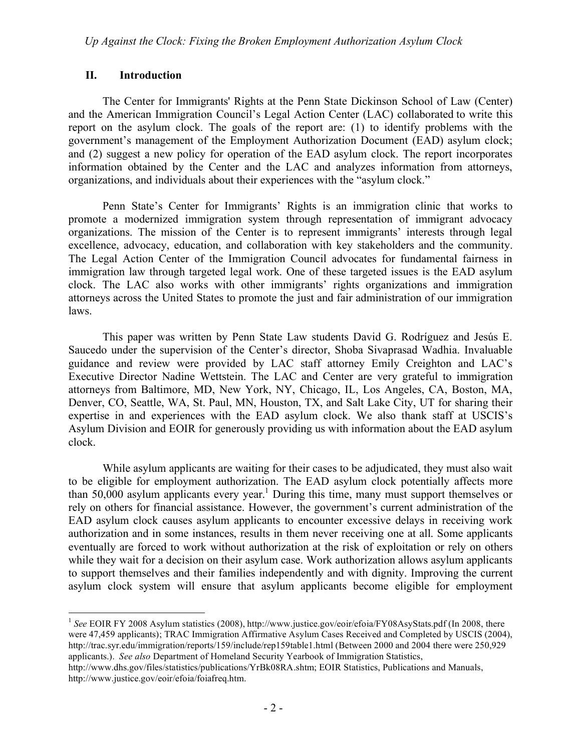## II. Introduction

The Center for Immigrants' Rights at the Penn State Dickinson School of Law (Center) and the American Immigration Council's Legal Action Center (LAC) collaborated to write this report on the asylum clock. The goals of the report are: (1) to identify problems with the government's management of the Employment Authorization Document (EAD) asylum clock; and (2) suggest a new policy for operation of the EAD asylum clock. The report incorporates information obtained by the Center and the LAC and analyzes information from attorneys, organizations, and individuals about their experiences with the "asylum clock."

Penn State's Center for Immigrants' Rights is an immigration clinic that works to promote a modernized immigration system through representation of immigrant advocacy organizations. The mission of the Center is to represent immigrants' interests through legal excellence, advocacy, education, and collaboration with key stakeholders and the community. The Legal Action Center of the Immigration Council advocates for fundamental fairness in immigration law through targeted legal work. One of these targeted issues is the EAD asylum clock. The LAC also works with other immigrants' rights organizations and immigration attorneys across the United States to promote the just and fair administration of our immigration laws.

This paper was written by Penn State Law students David G. Rodríguez and Jesús E. Saucedo under the supervision of the Center's director, Shoba Sivaprasad Wadhia. Invaluable guidance and review were provided by LAC staff attorney Emily Creighton and LAC's Executive Director Nadine Wettstein. The LAC and Center are very grateful to immigration attorneys from Baltimore, MD, New York, NY, Chicago, IL, Los Angeles, CA, Boston, MA, Denver, CO, Seattle, WA, St. Paul, MN, Houston, TX, and Salt Lake City, UT for sharing their expertise in and experiences with the EAD asylum clock. We also thank staff at USCIS's Asylum Division and EOIR for generously providing us with information about the EAD asylum clock.

While asylum applicants are waiting for their cases to be adjudicated, they must also wait to be eligible for employment authorization. The EAD asylum clock potentially affects more than 50,000 asylum applicants every year.[1] During this time, many must support themselves or rely on others for financial assistance. However, the government's current administration of the EAD asylum clock causes asylum applicants to encounter excessive delays in receiving work authorization and in some instances, results in them never receiving one at all. Some applicants eventually are forced to work without authorization at the risk of exploitation or rely on others while they wait for a decision on their asylum case. Work authorization allows asylum applicants to support themselves and their families independently and with dignity. Improving the current asylum clock system will ensure that asylum applicants become eligible for employment

---

[1] *See* EOIR FY 2008 Asylum statistics (2008), http://www.justice.gov/eoir/efoia/FY08AsyStats.pdf (In 2008, there were 47,459 applicants); TRAC Immigration Affirmative Asylum Cases Received and Completed by USCIS (2004), http://trac.syr.edu/immigration/reports/159/include/rep159table1.html (Between 2000 and 2004 there were 250,929 applicants.). *See also* Department of Homeland Security Yearbook of Immigration Statistics, http://www.dhs.gov/files/statistics/publications/YrBk08RA.shtm; EOIR Statistics, Publications and Manuals, http://www.justice.gov/eoir/efoia/foiafreq.htm.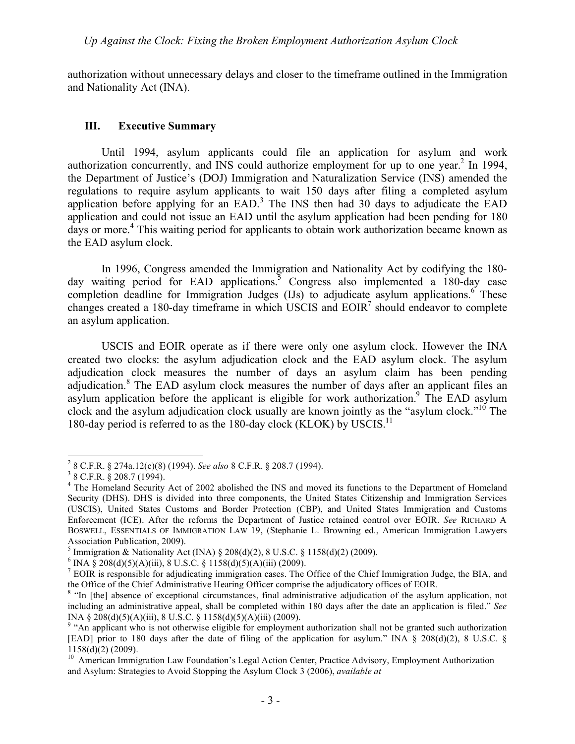authorization without unnecessary delays and closer to the timeframe outlined in the Immigration and Nationality Act (INA).

## III. Executive Summary

Until 1994, asylum applicants could file an application for asylum and work authorization concurrently, and INS could authorize employment for up to one year.[2] In 1994, the Department of Justice's (DOJ) Immigration and Naturalization Service (INS) amended the regulations to require asylum applicants to wait 150 days after filing a completed asylum application before applying for an EAD.[3] The INS then had 30 days to adjudicate the EAD application and could not issue an EAD until the asylum application had been pending for 180 days or more.[4] This waiting period for applicants to obtain work authorization became known as the EAD asylum clock.

In 1996, Congress amended the Immigration and Nationality Act by codifying the 180-day waiting period for EAD applications.[5] Congress also implemented a 180-day case completion deadline for Immigration Judges (IJs) to adjudicate asylum applications.[6] These changes created a 180-day timeframe in which USCIS and EOIR[7] should endeavor to complete an asylum application.

USCIS and EOIR operate as if there were only one asylum clock. However the INA created two clocks: the asylum adjudication clock and the EAD asylum clock. The asylum adjudication clock measures the number of days an asylum claim has been pending adjudication.[8] The EAD asylum clock measures the number of days after an applicant files an asylum application before the applicant is eligible for work authorization.[9] The EAD asylum clock and the asylum adjudication clock usually are known jointly as the "asylum clock."[10] The 180-day period is referred to as the 180-day clock (KLOK) by USCIS.[11]

---

[2] 8 C.F.R. § 274a.12(c)(8) (1994). *See also* 8 C.F.R. § 208.7 (1994).

[3] 8 C.F.R. § 208.7 (1994).

[4] The Homeland Security Act of 2002 abolished the INS and moved its functions to the Department of Homeland Security (DHS). DHS is divided into three components, the United States Citizenship and Immigration Services (USCIS), United States Customs and Border Protection (CBP), and United States Immigration and Customs Enforcement (ICE). After the reforms the Department of Justice retained control over EOIR. *See* RICHARD A BOSWELL, ESSENTIALS OF IMMIGRATION LAW 19, (Stephanie L. Browning ed., American Immigration Lawyers Association Publication, 2009).

[5] Immigration & Nationality Act (INA) § 208(d)(2), 8 U.S.C. § 1158(d)(2) (2009).

[6] INA § 208(d)(5)(A)(iii), 8 U.S.C. § 1158(d)(5)(A)(iii) (2009).

[7] EOIR is responsible for adjudicating immigration cases. The Office of the Chief Immigration Judge, the BIA, and the Office of the Chief Administrative Hearing Officer comprise the adjudicatory offices of EOIR.

[8] "In [the] absence of exceptional circumstances, final administrative adjudication of the asylum application, not including an administrative appeal, shall be completed within 180 days after the date an application is filed." *See* INA § 208(d)(5)(A)(iii), 8 U.S.C. § 1158(d)(5)(A)(iii) (2009).

[9] "An applicant who is not otherwise eligible for employment authorization shall not be granted such authorization [EAD] prior to 180 days after the date of filing of the application for asylum." INA § 208(d)(2), 8 U.S.C. § 1158(d)(2) (2009).

[10] American Immigration Law Foundation's Legal Action Center, Practice Advisory, Employment Authorization and Asylum: Strategies to Avoid Stopping the Asylum Clock 3 (2006), *available at*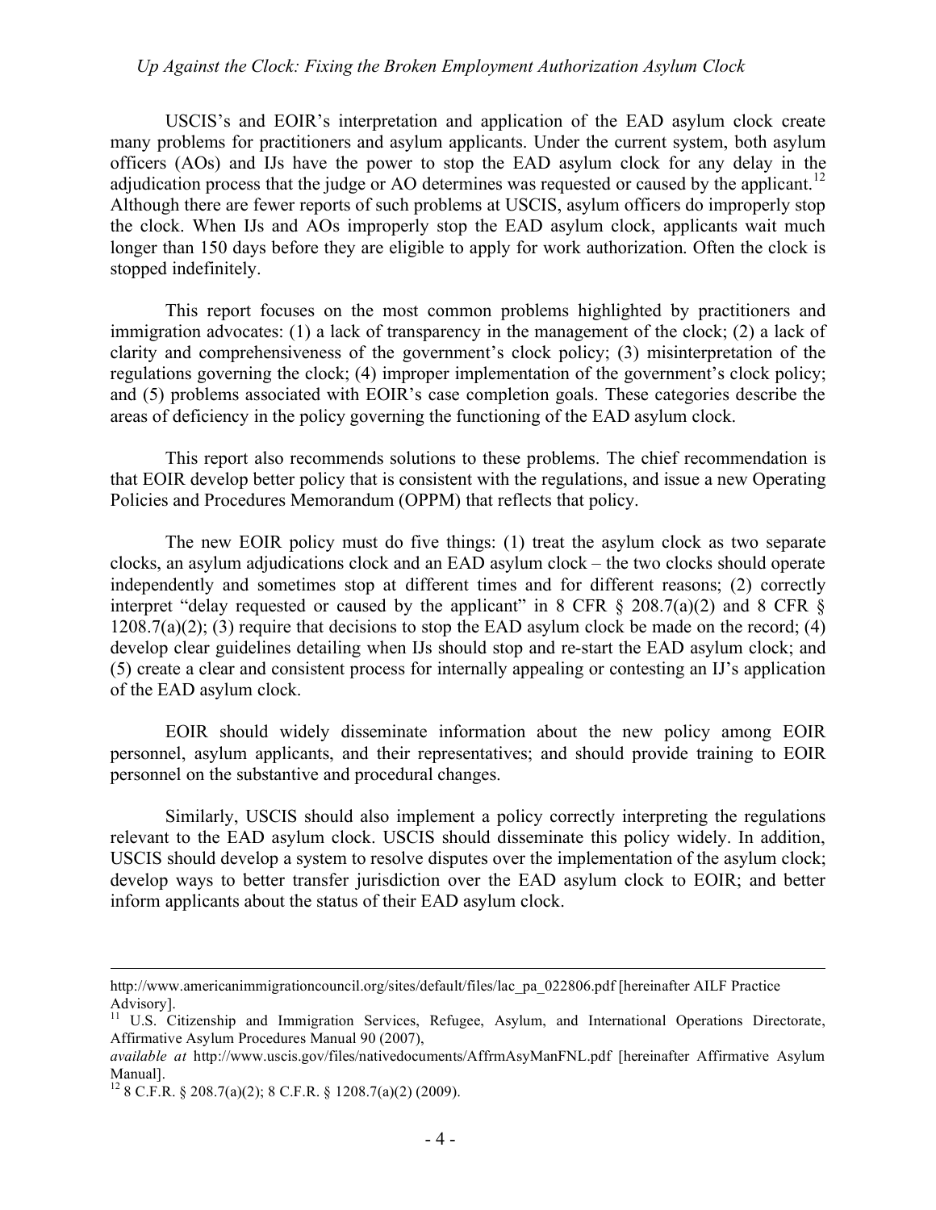USCIS's and EOIR's interpretation and application of the EAD asylum clock create many problems for practitioners and asylum applicants. Under the current system, both asylum officers (AOs) and IJs have the power to stop the EAD asylum clock for any delay in the adjudication process that the judge or AO determines was requested or caused by the applicant.[12] Although there are fewer reports of such problems at USCIS, asylum officers do improperly stop the clock. When IJs and AOs improperly stop the EAD asylum clock, applicants wait much longer than 150 days before they are eligible to apply for work authorization. Often the clock is stopped indefinitely.

This report focuses on the most common problems highlighted by practitioners and immigration advocates: (1) a lack of transparency in the management of the clock; (2) a lack of clarity and comprehensiveness of the government's clock policy; (3) misinterpretation of the regulations governing the clock; (4) improper implementation of the government's clock policy; and (5) problems associated with EOIR's case completion goals. These categories describe the areas of deficiency in the policy governing the functioning of the EAD asylum clock.

This report also recommends solutions to these problems. The chief recommendation is that EOIR develop better policy that is consistent with the regulations, and issue a new Operating Policies and Procedures Memorandum (OPPM) that reflects that policy.

The new EOIR policy must do five things: (1) treat the asylum clock as two separate clocks, an asylum adjudications clock and an EAD asylum clock – the two clocks should operate independently and sometimes stop at different times and for different reasons; (2) correctly interpret "delay requested or caused by the applicant" in 8 CFR § 208.7(a)(2) and 8 CFR § 1208.7(a)(2); (3) require that decisions to stop the EAD asylum clock be made on the record; (4) develop clear guidelines detailing when IJs should stop and re-start the EAD asylum clock; and (5) create a clear and consistent process for internally appealing or contesting an IJ's application of the EAD asylum clock.

EOIR should widely disseminate information about the new policy among EOIR personnel, asylum applicants, and their representatives; and should provide training to EOIR personnel on the substantive and procedural changes.

Similarly, USCIS should also implement a policy correctly interpreting the regulations relevant to the EAD asylum clock. USCIS should disseminate this policy widely. In addition, USCIS should develop a system to resolve disputes over the implementation of the asylum clock; develop ways to better transfer jurisdiction over the EAD asylum clock to EOIR; and better inform applicants about the status of their EAD asylum clock.

---

http://www.americanimmigrationcouncil.org/sites/default/files/lac_pa_022806.pdf [hereinafter AILF Practice Advisory].

[11] U.S. Citizenship and Immigration Services, Refugee, Asylum, and International Operations Directorate, Affirmative Asylum Procedures Manual 90 (2007), *available at* http://www.uscis.gov/files/nativedocuments/AffrmAsyManFNL.pdf [hereinafter Affirmative Asylum Manual].

[12] 8 C.F.R. § 208.7(a)(2); 8 C.F.R. § 1208.7(a)(2) (2009).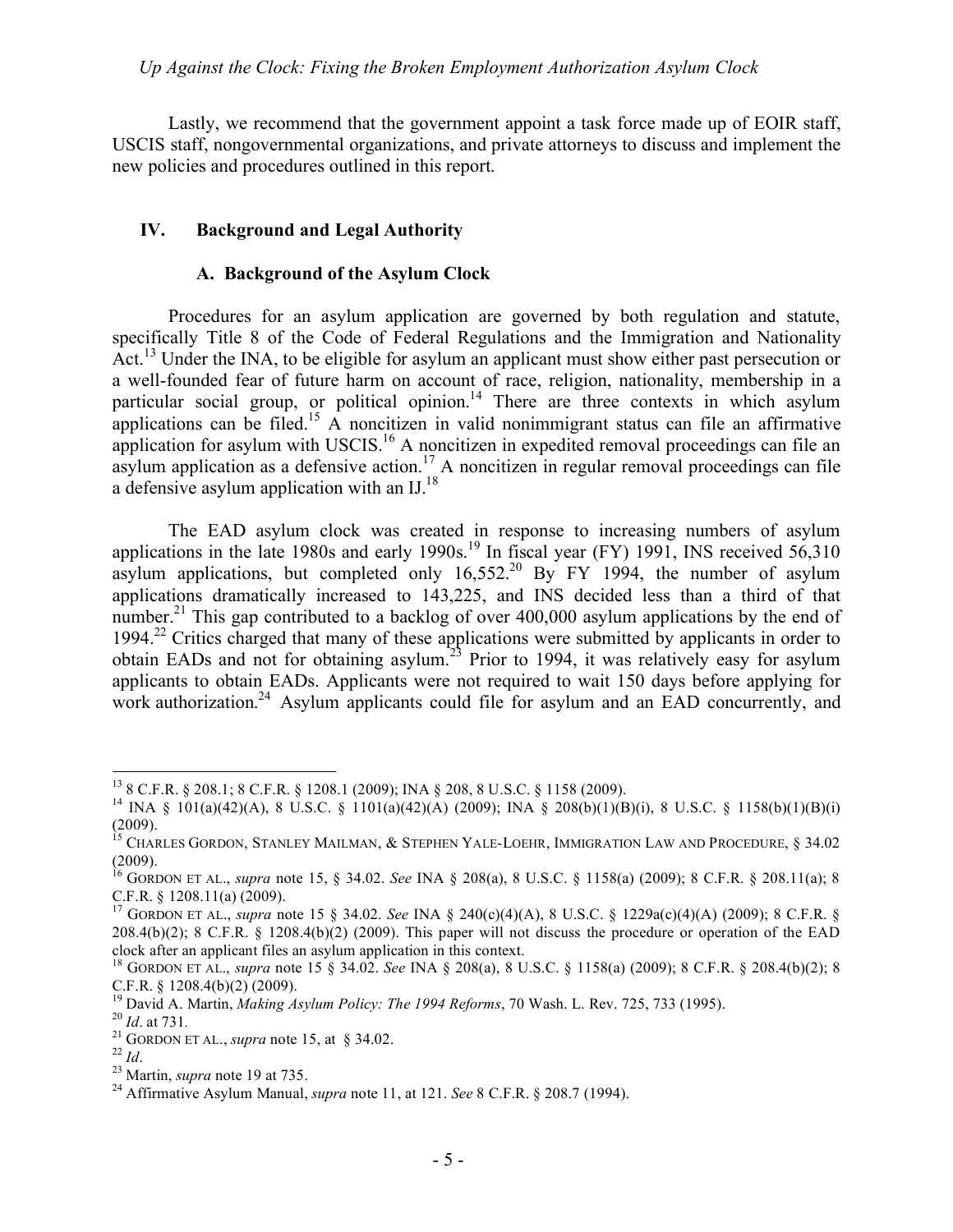Lastly, we recommend that the government appoint a task force made up of EOIR staff, USCIS staff, nongovernmental organizations, and private attorneys to discuss and implement the new policies and procedures outlined in this report.

## IV. Background and Legal Authority

### A. Background of the Asylum Clock

Procedures for an asylum application are governed by both regulation and statute, specifically Title 8 of the Code of Federal Regulations and the Immigration and Nationality Act.[13] Under the INA, to be eligible for asylum an applicant must show either past persecution or a well-founded fear of future harm on account of race, religion, nationality, membership in a particular social group, or political opinion.[14] There are three contexts in which asylum applications can be filed.[15] A noncitizen in valid nonimmigrant status can file an affirmative application for asylum with USCIS.[16] A noncitizen in expedited removal proceedings can file an asylum application as a defensive action.[17] A noncitizen in regular removal proceedings can file a defensive asylum application with an IJ.[18]

The EAD asylum clock was created in response to increasing numbers of asylum applications in the late 1980s and early 1990s.[19] In fiscal year (FY) 1991, INS received 56,310 asylum applications, but completed only 16,552.[20] By FY 1994, the number of asylum applications dramatically increased to 143,225, and INS decided less than a third of that number.[21] This gap contributed to a backlog of over 400,000 asylum applications by the end of 1994.[22] Critics charged that many of these applications were submitted by applicants in order to obtain EADs and not for obtaining asylum.[23] Prior to 1994, it was relatively easy for asylum applicants to obtain EADs. Applicants were not required to wait 150 days before applying for work authorization.[24] Asylum applicants could file for asylum and an EAD concurrently, and

---

[13] 8 C.F.R. § 208.1; 8 C.F.R. § 1208.1 (2009); INA § 208, 8 U.S.C. § 1158 (2009).

[14] INA § 101(a)(42)(A), 8 U.S.C. § 1101(a)(42)(A) (2009); INA § 208(b)(1)(B)(i), 8 U.S.C. § 1158(b)(1)(B)(i) (2009).

[15] CHARLES GORDON, STANLEY MAILMAN, & STEPHEN YALE-LOEHR, IMMIGRATION LAW AND PROCEDURE, § 34.02 (2009).

[16] GORDON ET AL., *supra* note 15, § 34.02. *See* INA § 208(a), 8 U.S.C. § 1158(a) (2009); 8 C.F.R. § 208.11(a); 8 C.F.R. § 1208.11(a) (2009).

[17] GORDON ET AL., *supra* note 15 § 34.02. *See* INA § 240(c)(4)(A), 8 U.S.C. § 1229a(c)(4)(A) (2009); 8 C.F.R. § 208.4(b)(2); 8 C.F.R. § 1208.4(b)(2) (2009). This paper will not discuss the procedure or operation of the EAD clock after an applicant files an asylum application in this context.

[18] GORDON ET AL., *supra* note 15 § 34.02. *See* INA § 208(a), 8 U.S.C. § 1158(a) (2009); 8 C.F.R. § 208.4(b)(2); 8 C.F.R. § 1208.4(b)(2) (2009).

[19] David A. Martin, *Making Asylum Policy: The 1994 Reforms*, 70 Wash. L. Rev. 725, 733 (1995).

[20] *Id*. at 731.

[21] GORDON ET AL., *supra* note 15, at § 34.02.

[22] *Id*.

[23] Martin, *supra* note 19 at 735.

[24] Affirmative Asylum Manual, *supra* note 11, at 121. *See* 8 C.F.R. § 208.7 (1994).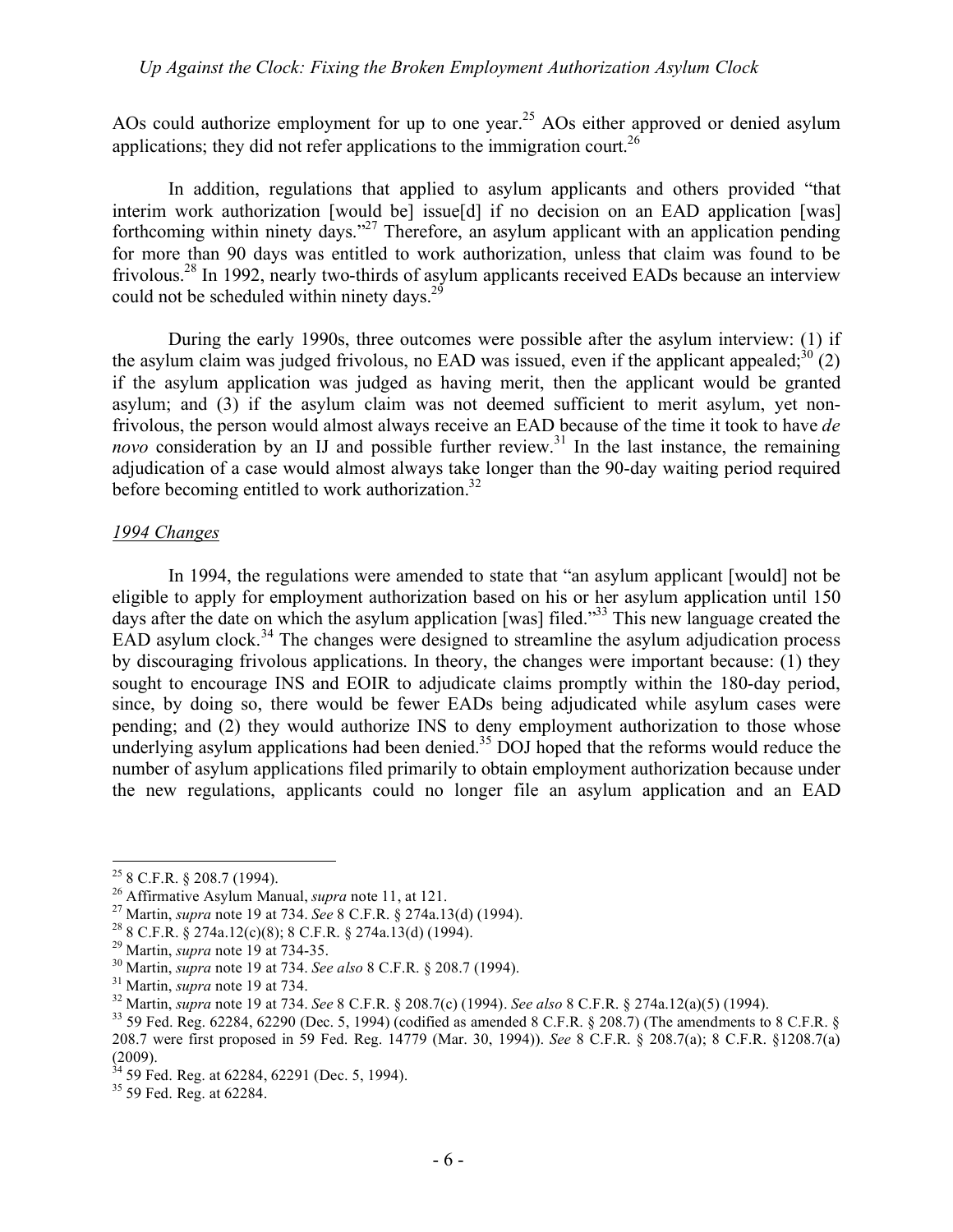AOs could authorize employment for up to one year.[25] AOs either approved or denied asylum applications; they did not refer applications to the immigration court.[26]

In addition, regulations that applied to asylum applicants and others provided "that interim work authorization [would be] issue[d] if no decision on an EAD application [was] forthcoming within ninety days."[27] Therefore, an asylum applicant with an application pending for more than 90 days was entitled to work authorization, unless that claim was found to be frivolous.[28] In 1992, nearly two-thirds of asylum applicants received EADs because an interview could not be scheduled within ninety days.[29]

During the early 1990s, three outcomes were possible after the asylum interview: (1) if the asylum claim was judged frivolous, no EAD was issued, even if the applicant appealed;[30] (2) if the asylum application was judged as having merit, then the applicant would be granted asylum; and (3) if the asylum claim was not deemed sufficient to merit asylum, yet non-frivolous, the person would almost always receive an EAD because of the time it took to have *de novo* consideration by an IJ and possible further review.[31] In the last instance, the remaining adjudication of a case would almost always take longer than the 90-day waiting period required before becoming entitled to work authorization.[32]

*1994 Changes*

In 1994, the regulations were amended to state that "an asylum applicant [would] not be eligible to apply for employment authorization based on his or her asylum application until 150 days after the date on which the asylum application [was] filed."[33] This new language created the EAD asylum clock.[34] The changes were designed to streamline the asylum adjudication process by discouraging frivolous applications. In theory, the changes were important because: (1) they sought to encourage INS and EOIR to adjudicate claims promptly within the 180-day period, since, by doing so, there would be fewer EADs being adjudicated while asylum cases were pending; and (2) they would authorize INS to deny employment authorization to those whose underlying asylum applications had been denied.[35] DOJ hoped that the reforms would reduce the number of asylum applications filed primarily to obtain employment authorization because under the new regulations, applicants could no longer file an asylum application and an EAD

---

[25] 8 C.F.R. § 208.7 (1994).

[26] Affirmative Asylum Manual, *supra* note 11, at 121.

[27] Martin, *supra* note 19 at 734. *See* 8 C.F.R. § 274a.13(d) (1994).

[28] 8 C.F.R. § 274a.12(c)(8); 8 C.F.R. § 274a.13(d) (1994).

[29] Martin, *supra* note 19 at 734-35.

[30] Martin, *supra* note 19 at 734. *See also* 8 C.F.R. § 208.7 (1994).

[31] Martin, *supra* note 19 at 734.

[32] Martin, *supra* note 19 at 734. *See* 8 C.F.R. § 208.7(c) (1994). *See also* 8 C.F.R. § 274a.12(a)(5) (1994).

[33] 59 Fed. Reg. 62284, 62290 (Dec. 5, 1994) (codified as amended 8 C.F.R. § 208.7) (The amendments to 8 C.F.R. § 208.7 were first proposed in 59 Fed. Reg. 14779 (Mar. 30, 1994)). *See* 8 C.F.R. § 208.7(a); 8 C.F.R. §1208.7(a) (2009).

[34] 59 Fed. Reg. at 62284, 62291 (Dec. 5, 1994).

[35] 59 Fed. Reg. at 62284.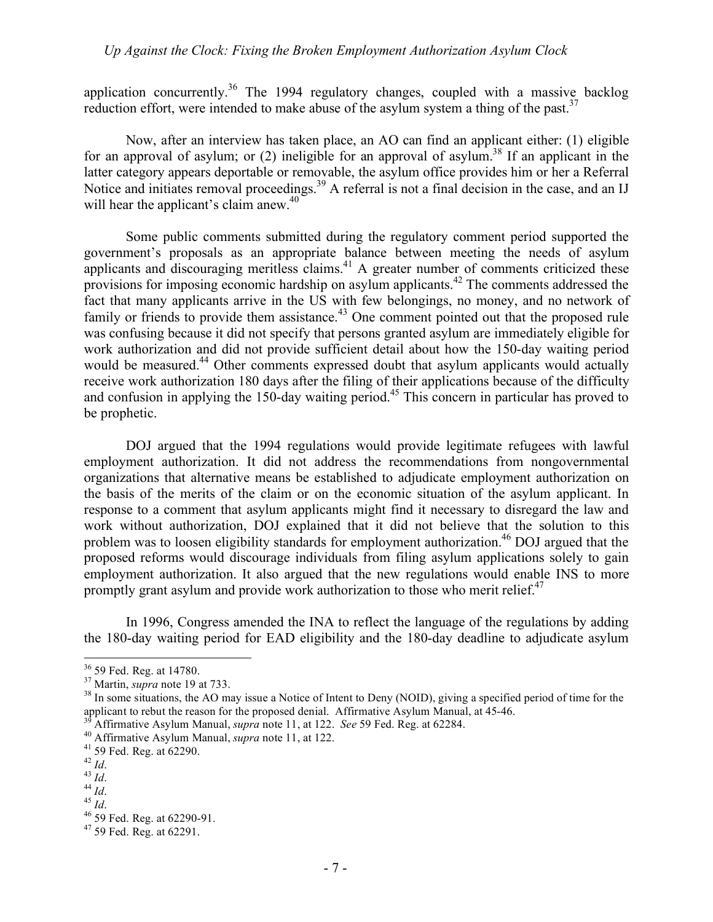application concurrently.[36] The 1994 regulatory changes, coupled with a massive backlog reduction effort, were intended to make abuse of the asylum system a thing of the past.[37]

Now, after an interview has taken place, an AO can find an applicant either: (1) eligible for an approval of asylum; or (2) ineligible for an approval of asylum.[38] If an applicant in the latter category appears deportable or removable, the asylum office provides him or her a Referral Notice and initiates removal proceedings.[39] A referral is not a final decision in the case, and an IJ will hear the applicant's claim anew.[40]

Some public comments submitted during the regulatory comment period supported the government's proposals as an appropriate balance between meeting the needs of asylum applicants and discouraging meritless claims.[41] A greater number of comments criticized these provisions for imposing economic hardship on asylum applicants.[42] The comments addressed the fact that many applicants arrive in the US with few belongings, no money, and no network of family or friends to provide them assistance.[43] One comment pointed out that the proposed rule was confusing because it did not specify that persons granted asylum are immediately eligible for work authorization and did not provide sufficient detail about how the 150-day waiting period would be measured.[44] Other comments expressed doubt that asylum applicants would actually receive work authorization 180 days after the filing of their applications because of the difficulty and confusion in applying the 150-day waiting period.[45] This concern in particular has proved to be prophetic.

DOJ argued that the 1994 regulations would provide legitimate refugees with lawful employment authorization. It did not address the recommendations from nongovernmental organizations that alternative means be established to adjudicate employment authorization on the basis of the merits of the claim or on the economic situation of the asylum applicant. In response to a comment that asylum applicants might find it necessary to disregard the law and work without authorization, DOJ explained that it did not believe that the solution to this problem was to loosen eligibility standards for employment authorization.[46] DOJ argued that the proposed reforms would discourage individuals from filing asylum applications solely to gain employment authorization. It also argued that the new regulations would enable INS to more promptly grant asylum and provide work authorization to those who merit relief.[47]

In 1996, Congress amended the INA to reflect the language of the regulations by adding the 180-day waiting period for EAD eligibility and the 180-day deadline to adjudicate asylum

---

[36] 59 Fed. Reg. at 14780.

[37] Martin, *supra* note 19 at 733.

[38] In some situations, the AO may issue a Notice of Intent to Deny (NOID), giving a specified period of time for the applicant to rebut the reason for the proposed denial. Affirmative Asylum Manual, at 45-46.

[39] Affirmative Asylum Manual, *supra* note 11, at 122. *See* 59 Fed. Reg. at 62284.

[40] Affirmative Asylum Manual, *supra* note 11, at 122.

[41] 59 Fed. Reg. at 62290.

[42] *Id*.

[43] *Id*.

[44] *Id*.

[45] *Id*.

[46] 59 Fed. Reg. at 62290-91.

[47] 59 Fed. Reg. at 62291.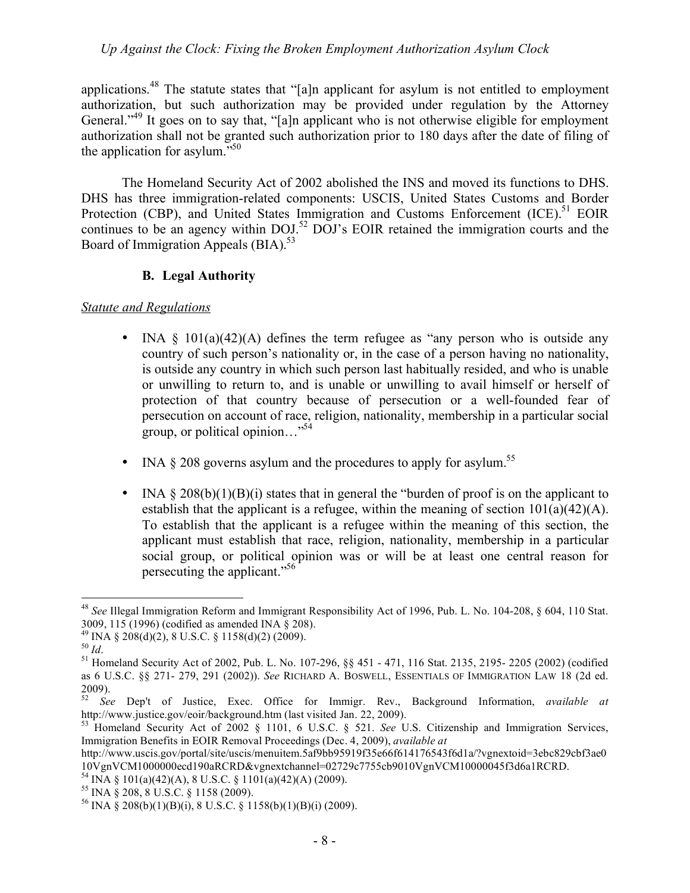applications.[48] The statute states that "[a]n applicant for asylum is not entitled to employment authorization, but such authorization may be provided under regulation by the Attorney General."[49] It goes on to say that, "[a]n applicant who is not otherwise eligible for employment authorization shall not be granted such authorization prior to 180 days after the date of filing of the application for asylum."[50]

The Homeland Security Act of 2002 abolished the INS and moved its functions to DHS. DHS has three immigration-related components: USCIS, United States Customs and Border Protection (CBP), and United States Immigration and Customs Enforcement (ICE).[51] EOIR continues to be an agency within DOJ.[52] DOJ's EOIR retained the immigration courts and the Board of Immigration Appeals (BIA).[53]

### B. Legal Authority

_Statute and Regulations_

- INA § 101(a)(42)(A) defines the term refugee as "any person who is outside any country of such person's nationality or, in the case of a person having no nationality, is outside any country in which such person last habitually resided, and who is unable or unwilling to return to, and is unable or unwilling to avail himself or herself of protection of that country because of persecution or a well-founded fear of persecution on account of race, religion, nationality, membership in a particular social group, or political opinion…"[54]

- INA § 208 governs asylum and the procedures to apply for asylum.[55]

- INA § 208(b)(1)(B)(i) states that in general the "burden of proof is on the applicant to establish that the applicant is a refugee, within the meaning of section 101(a)(42)(A). To establish that the applicant is a refugee within the meaning of this section, the applicant must establish that race, religion, nationality, membership in a particular social group, or political opinion was or will be at least one central reason for persecuting the applicant."[56]

---

[48] *See* Illegal Immigration Reform and Immigrant Responsibility Act of 1996, Pub. L. No. 104-208, § 604, 110 Stat. 3009, 115 (1996) (codified as amended INA § 208).

[49] INA § 208(d)(2), 8 U.S.C. § 1158(d)(2) (2009).

[50] *Id*.

[51] Homeland Security Act of 2002, Pub. L. No. 107-296, §§ 451 - 471, 116 Stat. 2135, 2195- 2205 (2002) (codified as 6 U.S.C. §§ 271- 279, 291 (2002)). *See* RICHARD A. BOSWELL, ESSENTIALS OF IMMIGRATION LAW 18 (2d ed. 2009).

[52] *See* Dep't of Justice, Exec. Office for Immigr. Rev., Background Information, *available at* http://www.justice.gov/eoir/background.htm (last visited Jan. 22, 2009).

[53] Homeland Security Act of 2002 § 1101, 6 U.S.C. § 521. *See* U.S. Citizenship and Immigration Services, Immigration Benefits in EOIR Removal Proceedings (Dec. 4, 2009), *available at* http://www.uscis.gov/portal/site/uscis/menuitem.5af9bb95919f35e66f614176543f6d1a/?vgnextoid=3ebc829cbf3ae010VgnVCM1000000ecd190aRCRD&vgnextchannel=02729c7755cb9010VgnVCM10000045f3d6a1RCRD.

[54] INA § 101(a)(42)(A), 8 U.S.C. § 1101(a)(42)(A) (2009).

[55] INA § 208, 8 U.S.C. § 1158 (2009).

[56] INA § 208(b)(1)(B)(i), 8 U.S.C. § 1158(b)(1)(B)(i) (2009).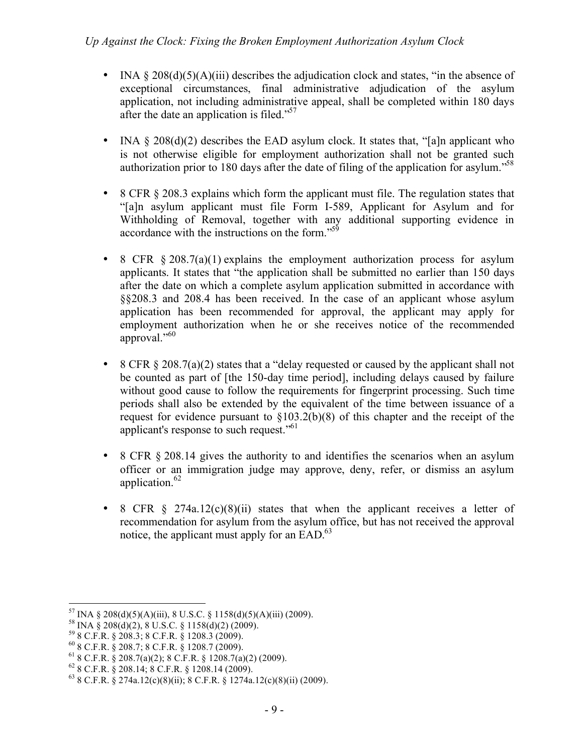- INA § 208(d)(5)(A)(iii) describes the adjudication clock and states, "in the absence of exceptional circumstances, final administrative adjudication of the asylum application, not including administrative appeal, shall be completed within 180 days after the date an application is filed."[57]

- INA § 208(d)(2) describes the EAD asylum clock. It states that, "[a]n applicant who is not otherwise eligible for employment authorization shall not be granted such authorization prior to 180 days after the date of filing of the application for asylum."[58]

- 8 CFR § 208.3 explains which form the applicant must file. The regulation states that "[a]n asylum applicant must file Form I-589, Applicant for Asylum and for Withholding of Removal, together with any additional supporting evidence in accordance with the instructions on the form."[59]

- 8 CFR § 208.7(a)(1) explains the employment authorization process for asylum applicants. It states that "the application shall be submitted no earlier than 150 days after the date on which a complete asylum application submitted in accordance with §§208.3 and 208.4 has been received. In the case of an applicant whose asylum application has been recommended for approval, the applicant may apply for employment authorization when he or she receives notice of the recommended approval."[60]

- 8 CFR § 208.7(a)(2) states that a "delay requested or caused by the applicant shall not be counted as part of [the 150-day time period], including delays caused by failure without good cause to follow the requirements for fingerprint processing. Such time periods shall also be extended by the equivalent of the time between issuance of a request for evidence pursuant to §103.2(b)(8) of this chapter and the receipt of the applicant's response to such request."[61]

- 8 CFR § 208.14 gives the authority to and identifies the scenarios when an asylum officer or an immigration judge may approve, deny, refer, or dismiss an asylum application.[62]

- 8 CFR § 274a.12(c)(8)(ii) states that when the applicant receives a letter of recommendation for asylum from the asylum office, but has not received the approval notice, the applicant must apply for an EAD.[63]

---

[57] INA § 208(d)(5)(A)(iii), 8 U.S.C. § 1158(d)(5)(A)(iii) (2009).
[58] INA § 208(d)(2), 8 U.S.C. § 1158(d)(2) (2009).
[59] 8 C.F.R. § 208.3; 8 C.F.R. § 1208.3 (2009).
[60] 8 C.F.R. § 208.7; 8 C.F.R. § 1208.7 (2009).
[61] 8 C.F.R. § 208.7(a)(2); 8 C.F.R. § 1208.7(a)(2) (2009).
[62] 8 C.F.R. § 208.14; 8 C.F.R. § 1208.14 (2009).
[63] 8 C.F.R. § 274a.12(c)(8)(ii); 8 C.F.R. § 1274a.12(c)(8)(ii) (2009).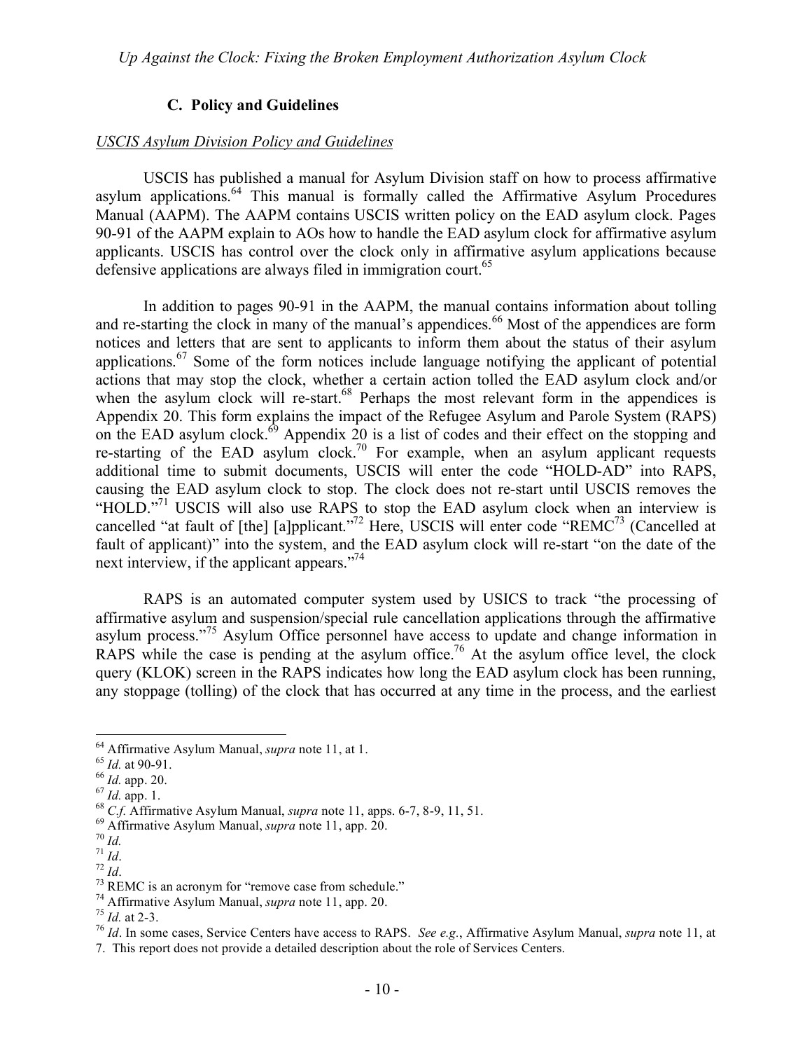### C. Policy and Guidelines

*USCIS Asylum Division Policy and Guidelines*

USCIS has published a manual for Asylum Division staff on how to process affirmative asylum applications.[64] This manual is formally called the Affirmative Asylum Procedures Manual (AAPM). The AAPM contains USCIS written policy on the EAD asylum clock. Pages 90-91 of the AAPM explain to AOs how to handle the EAD asylum clock for affirmative asylum applicants. USCIS has control over the clock only in affirmative asylum applications because defensive applications are always filed in immigration court.[65]

In addition to pages 90-91 in the AAPM, the manual contains information about tolling and re-starting the clock in many of the manual's appendices.[66] Most of the appendices are form notices and letters that are sent to applicants to inform them about the status of their asylum applications.[67] Some of the form notices include language notifying the applicant of potential actions that may stop the clock, whether a certain action tolled the EAD asylum clock and/or when the asylum clock will re-start.[68] Perhaps the most relevant form in the appendices is Appendix 20. This form explains the impact of the Refugee Asylum and Parole System (RAPS) on the EAD asylum clock.[69] Appendix 20 is a list of codes and their effect on the stopping and re-starting of the EAD asylum clock.[70] For example, when an asylum applicant requests additional time to submit documents, USCIS will enter the code "HOLD-AD" into RAPS, causing the EAD asylum clock to stop. The clock does not re-start until USCIS removes the "HOLD."[71] USCIS will also use RAPS to stop the EAD asylum clock when an interview is cancelled "at fault of [the] [a]pplicant."[72] Here, USCIS will enter code "REMC[73] (Cancelled at fault of applicant)" into the system, and the EAD asylum clock will re-start "on the date of the next interview, if the applicant appears."[74]

RAPS is an automated computer system used by USICS to track "the processing of affirmative asylum and suspension/special rule cancellation applications through the affirmative asylum process."[75] Asylum Office personnel have access to update and change information in RAPS while the case is pending at the asylum office.[76] At the asylum office level, the clock query (KLOK) screen in the RAPS indicates how long the EAD asylum clock has been running, any stoppage (tolling) of the clock that has occurred at any time in the process, and the earliest

---

[64] Affirmative Asylum Manual, *supra* note 11, at 1.

[65] *Id.* at 90-91.

[66] *Id.* app. 20.

[67] *Id.* app. 1.

[68] *C.f.* Affirmative Asylum Manual, *supra* note 11, apps. 6-7, 8-9, 11, 51.

[69] Affirmative Asylum Manual, *supra* note 11, app. 20.

[70] *Id.*

[71] *Id*.

[72] *Id*.

[73] REMC is an acronym for "remove case from schedule."

[74] Affirmative Asylum Manual, *supra* note 11, app. 20.

[75] *Id.* at 2-3.

[76] *Id*. In some cases, Service Centers have access to RAPS. *See e.g.*, Affirmative Asylum Manual, *supra* note 11, at 7. This report does not provide a detailed description about the role of Services Centers.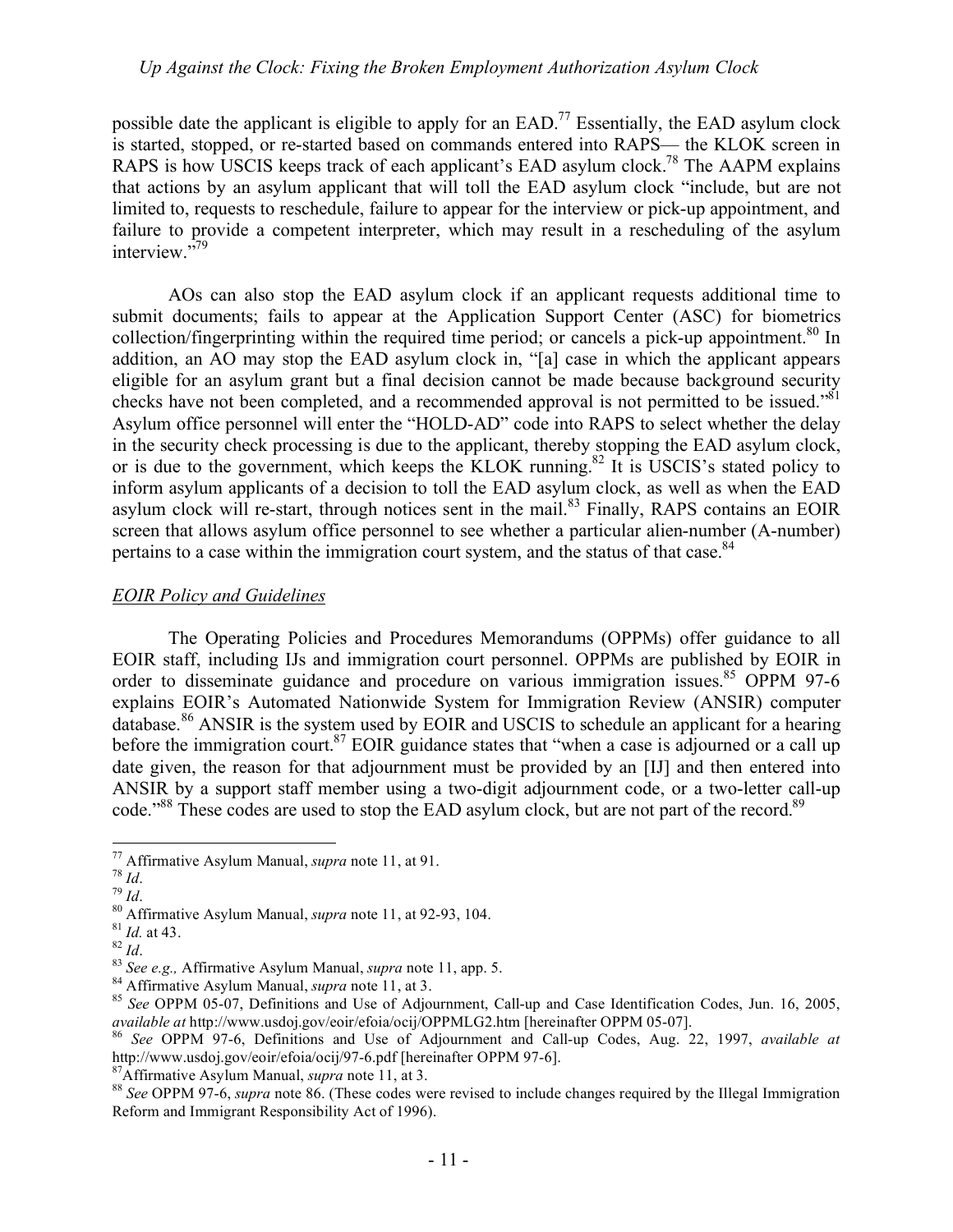possible date the applicant is eligible to apply for an EAD.[77] Essentially, the EAD asylum clock is started, stopped, or re-started based on commands entered into RAPS— the KLOK screen in RAPS is how USCIS keeps track of each applicant's EAD asylum clock.[78] The AAPM explains that actions by an asylum applicant that will toll the EAD asylum clock "include, but are not limited to, requests to reschedule, failure to appear for the interview or pick-up appointment, and failure to provide a competent interpreter, which may result in a rescheduling of the asylum interview."[79]

AOs can also stop the EAD asylum clock if an applicant requests additional time to submit documents; fails to appear at the Application Support Center (ASC) for biometrics collection/fingerprinting within the required time period; or cancels a pick-up appointment.[80] In addition, an AO may stop the EAD asylum clock in, "[a] case in which the applicant appears eligible for an asylum grant but a final decision cannot be made because background security checks have not been completed, and a recommended approval is not permitted to be issued."[81] Asylum office personnel will enter the "HOLD-AD" code into RAPS to select whether the delay in the security check processing is due to the applicant, thereby stopping the EAD asylum clock, or is due to the government, which keeps the KLOK running.[82] It is USCIS's stated policy to inform asylum applicants of a decision to toll the EAD asylum clock, as well as when the EAD asylum clock will re-start, through notices sent in the mail.[83] Finally, RAPS contains an EOIR screen that allows asylum office personnel to see whether a particular alien-number (A-number) pertains to a case within the immigration court system, and the status of that case.[84]

*EOIR Policy and Guidelines*

The Operating Policies and Procedures Memorandums (OPPMs) offer guidance to all EOIR staff, including IJs and immigration court personnel. OPPMs are published by EOIR in order to disseminate guidance and procedure on various immigration issues.[85] OPPM 97-6 explains EOIR's Automated Nationwide System for Immigration Review (ANSIR) computer database.[86] ANSIR is the system used by EOIR and USCIS to schedule an applicant for a hearing before the immigration court.[87] EOIR guidance states that "when a case is adjourned or a call up date given, the reason for that adjournment must be provided by an [IJ] and then entered into ANSIR by a support staff member using a two-digit adjournment code, or a two-letter call-up code."[88] These codes are used to stop the EAD asylum clock, but are not part of the record.[89]

---

[77] Affirmative Asylum Manual, *supra* note 11, at 91.

[78] *Id*.

[79] *Id*.

[80] Affirmative Asylum Manual, *supra* note 11, at 92-93, 104.

[81] *Id.* at 43.

[82] *Id*.

[83] *See e.g.,* Affirmative Asylum Manual, *supra* note 11, app. 5.

[84] Affirmative Asylum Manual, *supra* note 11, at 3.

[85] *See* OPPM 05-07, Definitions and Use of Adjournment, Call-up and Case Identification Codes, Jun. 16, 2005, *available at* http://www.usdoj.gov/eoir/efoia/ocij/OPPMLG2.htm [hereinafter OPPM 05-07].

[86] *See* OPPM 97-6, Definitions and Use of Adjournment and Call-up Codes, Aug. 22, 1997, *available at* http://www.usdoj.gov/eoir/efoia/ocij/97-6.pdf [hereinafter OPPM 97-6].

[87] Affirmative Asylum Manual, *supra* note 11, at 3.

[88] *See* OPPM 97-6, *supra* note 86. (These codes were revised to include changes required by the Illegal Immigration Reform and Immigrant Responsibility Act of 1996).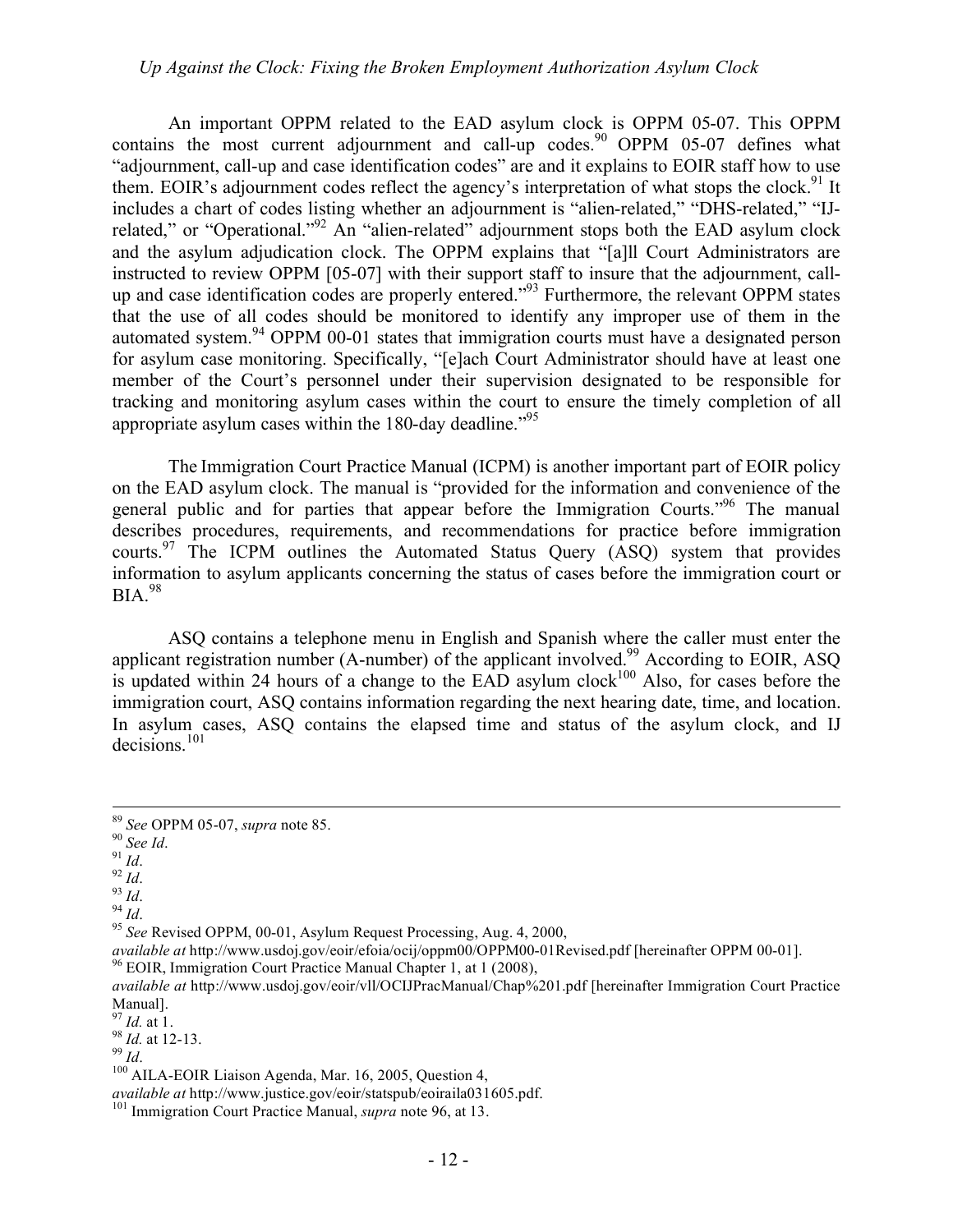An important OPPM related to the EAD asylum clock is OPPM 05-07. This OPPM contains the most current adjournment and call-up codes.[90] OPPM 05-07 defines what "adjournment, call-up and case identification codes" are and it explains to EOIR staff how to use them. EOIR's adjournment codes reflect the agency's interpretation of what stops the clock.[91] It includes a chart of codes listing whether an adjournment is "alien-related," "DHS-related," "IJ-related," or "Operational."[92] An "alien-related" adjournment stops both the EAD asylum clock and the asylum adjudication clock. The OPPM explains that "[a]ll Court Administrators are instructed to review OPPM [05-07] with their support staff to insure that the adjournment, call-up and case identification codes are properly entered."[93] Furthermore, the relevant OPPM states that the use of all codes should be monitored to identify any improper use of them in the automated system.[94] OPPM 00-01 states that immigration courts must have a designated person for asylum case monitoring. Specifically, "[e]ach Court Administrator should have at least one member of the Court's personnel under their supervision designated to be responsible for tracking and monitoring asylum cases within the court to ensure the timely completion of all appropriate asylum cases within the 180-day deadline."[95]

The Immigration Court Practice Manual (ICPM) is another important part of EOIR policy on the EAD asylum clock. The manual is "provided for the information and convenience of the general public and for parties that appear before the Immigration Courts."[96] The manual describes procedures, requirements, and recommendations for practice before immigration courts.[97] The ICPM outlines the Automated Status Query (ASQ) system that provides information to asylum applicants concerning the status of cases before the immigration court or BIA.[98]

ASQ contains a telephone menu in English and Spanish where the caller must enter the applicant registration number (A-number) of the applicant involved.[99] According to EOIR, ASQ is updated within 24 hours of a change to the EAD asylum clock[100] Also, for cases before the immigration court, ASQ contains information regarding the next hearing date, time, and location. In asylum cases, ASQ contains the elapsed time and status of the asylum clock, and IJ decisions.[101]

---

[89] *See* OPPM 05-07, *supra* note 85.

[90] *See Id*.

[91] *Id*.

[92] *Id*.

[93] *Id*.

[94] *Id*.

[95] *See* Revised OPPM, 00-01, Asylum Request Processing, Aug. 4, 2000, *available at* http://www.usdoj.gov/eoir/efoia/ocij/oppm00/OPPM00-01Revised.pdf [hereinafter OPPM 00-01].

[96] EOIR, Immigration Court Practice Manual Chapter 1, at 1 (2008), *available at* http://www.usdoj.gov/eoir/vll/OCIJPracManual/Chap%201.pdf [hereinafter Immigration Court Practice Manual].

[97] *Id.* at 1.

[98] *Id.* at 12-13.

[99] *Id*.

[100] AILA-EOIR Liaison Agenda, Mar. 16, 2005, Question 4, *available at* http://www.justice.gov/eoir/statspub/eoiraila031605.pdf.

[101] Immigration Court Practice Manual, *supra* note 96, at 13.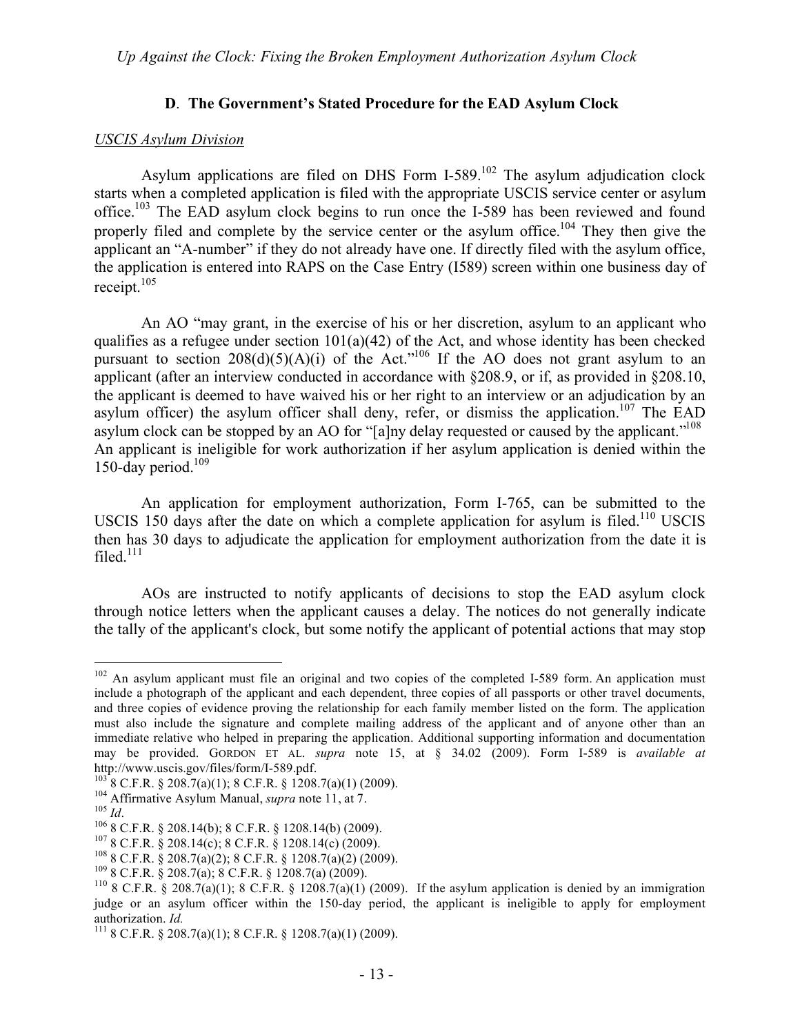### D. The Government's Stated Procedure for the EAD Asylum Clock

*USCIS Asylum Division*

Asylum applications are filed on DHS Form I-589.[102] The asylum adjudication clock starts when a completed application is filed with the appropriate USCIS service center or asylum office.[103] The EAD asylum clock begins to run once the I-589 has been reviewed and found properly filed and complete by the service center or the asylum office.[104] They then give the applicant an "A-number" if they do not already have one. If directly filed with the asylum office, the application is entered into RAPS on the Case Entry (I589) screen within one business day of receipt.[105]

An AO "may grant, in the exercise of his or her discretion, asylum to an applicant who qualifies as a refugee under section 101(a)(42) of the Act, and whose identity has been checked pursuant to section 208(d)(5)(A)(i) of the Act."[106] If the AO does not grant asylum to an applicant (after an interview conducted in accordance with §208.9, or if, as provided in §208.10, the applicant is deemed to have waived his or her right to an interview or an adjudication by an asylum officer) the asylum officer shall deny, refer, or dismiss the application.[107] The EAD asylum clock can be stopped by an AO for "[a]ny delay requested or caused by the applicant."[108] An applicant is ineligible for work authorization if her asylum application is denied within the 150-day period.[109]

An application for employment authorization, Form I-765, can be submitted to the USCIS 150 days after the date on which a complete application for asylum is filed.[110] USCIS then has 30 days to adjudicate the application for employment authorization from the date it is filed.[111]

AOs are instructed to notify applicants of decisions to stop the EAD asylum clock through notice letters when the applicant causes a delay. The notices do not generally indicate the tally of the applicant's clock, but some notify the applicant of potential actions that may stop

---

[102] An asylum applicant must file an original and two copies of the completed I-589 form. An application must include a photograph of the applicant and each dependent, three copies of all passports or other travel documents, and three copies of evidence proving the relationship for each family member listed on the form. The application must also include the signature and complete mailing address of the applicant and of anyone other than an immediate relative who helped in preparing the application. Additional supporting information and documentation may be provided. GORDON ET AL. *supra* note 15, at § 34.02 (2009). Form I-589 is *available at* http://www.uscis.gov/files/form/I-589.pdf.

[103] 8 C.F.R. § 208.7(a)(1); 8 C.F.R. § 1208.7(a)(1) (2009).

[104] Affirmative Asylum Manual, *supra* note 11, at 7.

[105] *Id*.

[106] 8 C.F.R. § 208.14(b); 8 C.F.R. § 1208.14(b) (2009).

[107] 8 C.F.R. § 208.14(c); 8 C.F.R. § 1208.14(c) (2009).

[108] 8 C.F.R. § 208.7(a)(2); 8 C.F.R. § 1208.7(a)(2) (2009).

[109] 8 C.F.R. § 208.7(a); 8 C.F.R. § 1208.7(a) (2009).

[110] 8 C.F.R. § 208.7(a)(1); 8 C.F.R. § 1208.7(a)(1) (2009). If the asylum application is denied by an immigration judge or an asylum officer within the 150-day period, the applicant is ineligible to apply for employment authorization. *Id.*

[111] 8 C.F.R. § 208.7(a)(1); 8 C.F.R. § 1208.7(a)(1) (2009).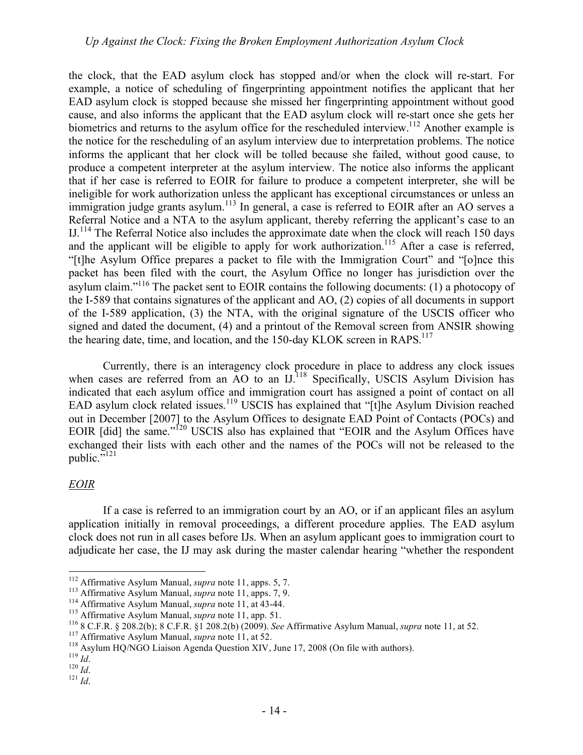the clock, that the EAD asylum clock has stopped and/or when the clock will re-start. For example, a notice of scheduling of fingerprinting appointment notifies the applicant that her EAD asylum clock is stopped because she missed her fingerprinting appointment without good cause, and also informs the applicant that the EAD asylum clock will re-start once she gets her biometrics and returns to the asylum office for the rescheduled interview.[112] Another example is the notice for the rescheduling of an asylum interview due to interpretation problems. The notice informs the applicant that her clock will be tolled because she failed, without good cause, to produce a competent interpreter at the asylum interview. The notice also informs the applicant that if her case is referred to EOIR for failure to produce a competent interpreter, she will be ineligible for work authorization unless the applicant has exceptional circumstances or unless an immigration judge grants asylum.[113] In general, a case is referred to EOIR after an AO serves a Referral Notice and a NTA to the asylum applicant, thereby referring the applicant's case to an IJ.[114] The Referral Notice also includes the approximate date when the clock will reach 150 days and the applicant will be eligible to apply for work authorization.[115] After a case is referred, "[t]he Asylum Office prepares a packet to file with the Immigration Court" and "[o]nce this packet has been filed with the court, the Asylum Office no longer has jurisdiction over the asylum claim."[116] The packet sent to EOIR contains the following documents: (1) a photocopy of the I-589 that contains signatures of the applicant and AO, (2) copies of all documents in support of the I-589 application, (3) the NTA, with the original signature of the USCIS officer who signed and dated the document, (4) and a printout of the Removal screen from ANSIR showing the hearing date, time, and location, and the 150-day KLOK screen in RAPS.[117]

Currently, there is an interagency clock procedure in place to address any clock issues when cases are referred from an AO to an IJ.[118] Specifically, USCIS Asylum Division has indicated that each asylum office and immigration court has assigned a point of contact on all EAD asylum clock related issues.[119] USCIS has explained that "[t]he Asylum Division reached out in December [2007] to the Asylum Offices to designate EAD Point of Contacts (POCs) and EOIR [did] the same."[120] USCIS also has explained that "EOIR and the Asylum Offices have exchanged their lists with each other and the names of the POCs will not be released to the public."[121]

*EOIR*

If a case is referred to an immigration court by an AO, or if an applicant files an asylum application initially in removal proceedings, a different procedure applies. The EAD asylum clock does not run in all cases before IJs. When an asylum applicant goes to immigration court to adjudicate her case, the IJ may ask during the master calendar hearing "whether the respondent

---

[112] Affirmative Asylum Manual, *supra* note 11, apps. 5, 7.
[113] Affirmative Asylum Manual, *supra* note 11, apps. 7, 9.
[114] Affirmative Asylum Manual, *supra* note 11, at 43-44.
[115] Affirmative Asylum Manual, *supra* note 11, app. 51.
[116] 8 C.F.R. § 208.2(b); 8 C.F.R. §1 208.2(b) (2009). *See* Affirmative Asylum Manual, *supra* note 11, at 52.
[117] Affirmative Asylum Manual, *supra* note 11, at 52.
[118] Asylum HQ/NGO Liaison Agenda Question XIV, June 17, 2008 (On file with authors).
[119] *Id*.
[120] *Id*.
[121] *Id*.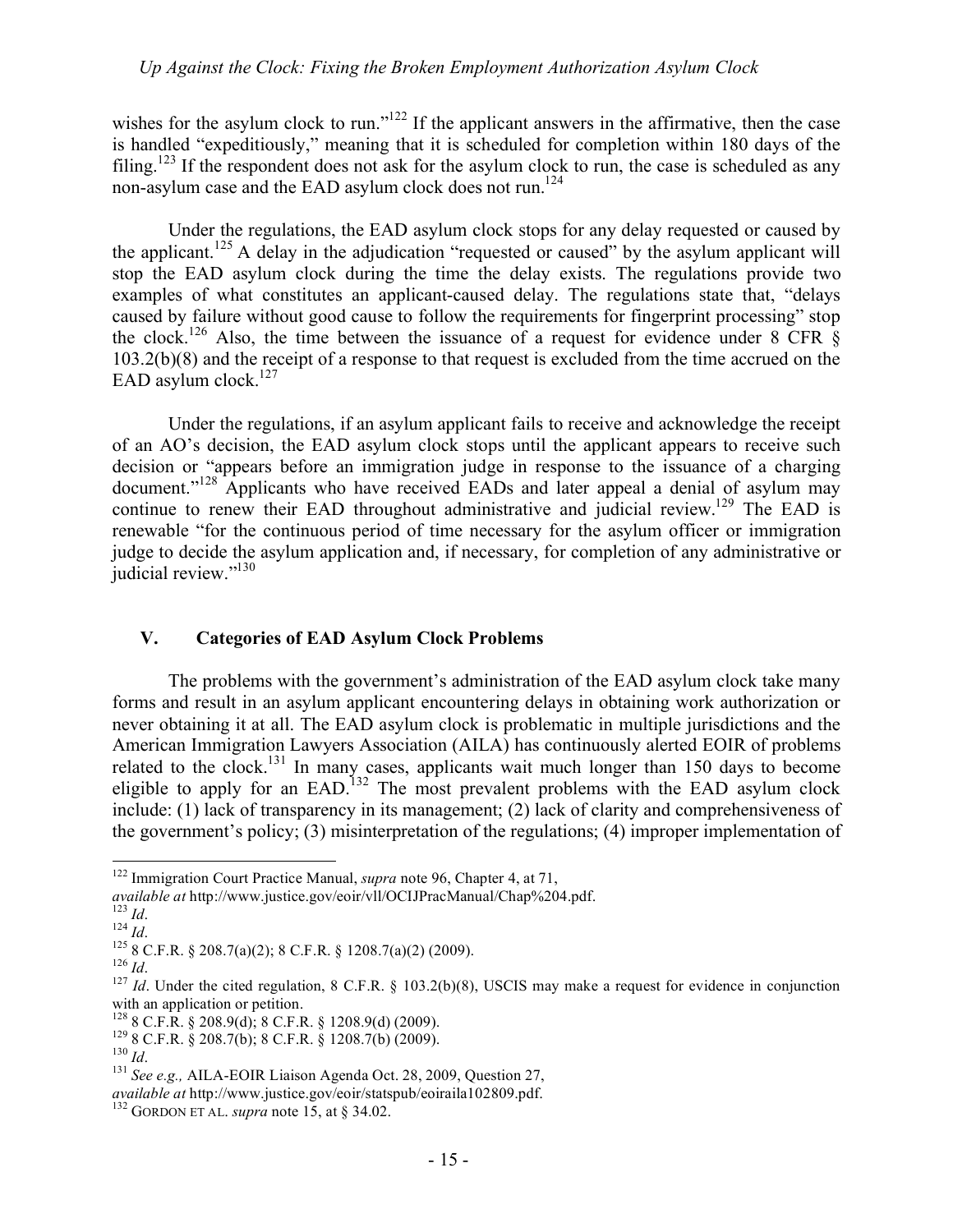wishes for the asylum clock to run."[122] If the applicant answers in the affirmative, then the case is handled "expeditiously," meaning that it is scheduled for completion within 180 days of the filing.[123] If the respondent does not ask for the asylum clock to run, the case is scheduled as any non-asylum case and the EAD asylum clock does not run.[124]

Under the regulations, the EAD asylum clock stops for any delay requested or caused by the applicant.[125] A delay in the adjudication "requested or caused" by the asylum applicant will stop the EAD asylum clock during the time the delay exists. The regulations provide two examples of what constitutes an applicant-caused delay. The regulations state that, "delays caused by failure without good cause to follow the requirements for fingerprint processing" stop the clock.[126] Also, the time between the issuance of a request for evidence under 8 CFR § 103.2(b)(8) and the receipt of a response to that request is excluded from the time accrued on the EAD asylum clock.[127]

Under the regulations, if an asylum applicant fails to receive and acknowledge the receipt of an AO's decision, the EAD asylum clock stops until the applicant appears to receive such decision or "appears before an immigration judge in response to the issuance of a charging document."[128] Applicants who have received EADs and later appeal a denial of asylum may continue to renew their EAD throughout administrative and judicial review.[129] The EAD is renewable "for the continuous period of time necessary for the asylum officer or immigration judge to decide the asylum application and, if necessary, for completion of any administrative or judicial review."[130]

## V. Categories of EAD Asylum Clock Problems

The problems with the government's administration of the EAD asylum clock take many forms and result in an asylum applicant encountering delays in obtaining work authorization or never obtaining it at all. The EAD asylum clock is problematic in multiple jurisdictions and the American Immigration Lawyers Association (AILA) has continuously alerted EOIR of problems related to the clock.[131] In many cases, applicants wait much longer than 150 days to become eligible to apply for an EAD.[132] The most prevalent problems with the EAD asylum clock include: (1) lack of transparency in its management; (2) lack of clarity and comprehensiveness of the government's policy; (3) misinterpretation of the regulations; (4) improper implementation of

---

[122] Immigration Court Practice Manual, *supra* note 96, Chapter 4, at 71, *available at* http://www.justice.gov/eoir/vll/OCIJPracManual/Chap%204.pdf.

[123] *Id*.

[124] *Id*.

[125] 8 C.F.R. § 208.7(a)(2); 8 C.F.R. § 1208.7(a)(2) (2009).

[126] *Id*.

[127] *Id*. Under the cited regulation, 8 C.F.R. § 103.2(b)(8), USCIS may make a request for evidence in conjunction with an application or petition.

[128] 8 C.F.R. § 208.9(d); 8 C.F.R. § 1208.9(d) (2009).

[129] 8 C.F.R. § 208.7(b); 8 C.F.R. § 1208.7(b) (2009).

[130] *Id*.

[131] *See e.g.,* AILA-EOIR Liaison Agenda Oct. 28, 2009, Question 27, *available at* http://www.justice.gov/eoir/statspub/eoiraila102809.pdf.

[132] GORDON ET AL. *supra* note 15, at § 34.02.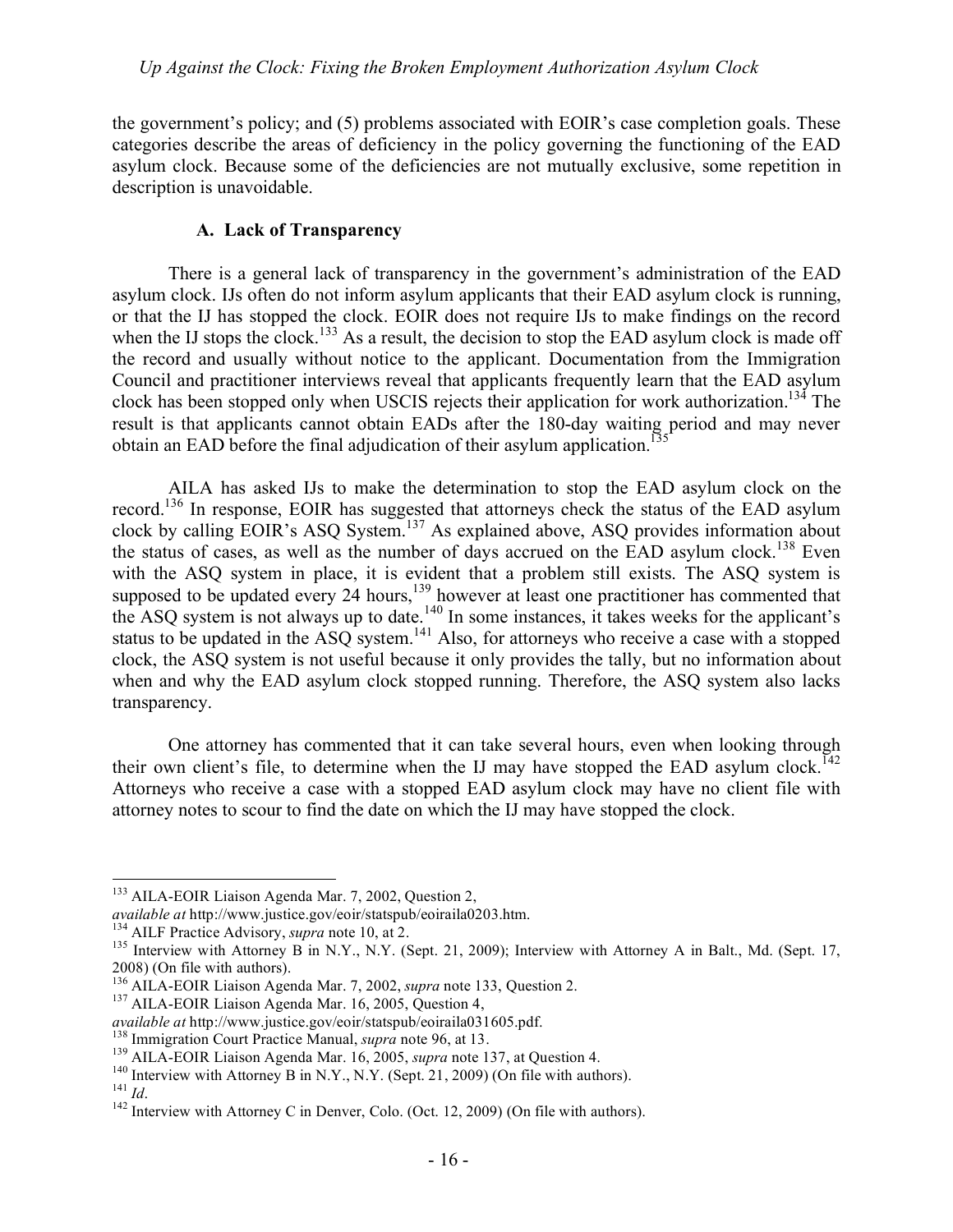the government's policy; and (5) problems associated with EOIR's case completion goals. These categories describe the areas of deficiency in the policy governing the functioning of the EAD asylum clock. Because some of the deficiencies are not mutually exclusive, some repetition in description is unavoidable.

### A. Lack of Transparency

There is a general lack of transparency in the government's administration of the EAD asylum clock. IJs often do not inform asylum applicants that their EAD asylum clock is running, or that the IJ has stopped the clock. EOIR does not require IJs to make findings on the record when the IJ stops the clock.[133] As a result, the decision to stop the EAD asylum clock is made off the record and usually without notice to the applicant. Documentation from the Immigration Council and practitioner interviews reveal that applicants frequently learn that the EAD asylum clock has been stopped only when USCIS rejects their application for work authorization.[134] The result is that applicants cannot obtain EADs after the 180-day waiting period and may never obtain an EAD before the final adjudication of their asylum application.[135]

AILA has asked IJs to make the determination to stop the EAD asylum clock on the record.[136] In response, EOIR has suggested that attorneys check the status of the EAD asylum clock by calling EOIR's ASQ System.[137] As explained above, ASQ provides information about the status of cases, as well as the number of days accrued on the EAD asylum clock.[138] Even with the ASQ system in place, it is evident that a problem still exists. The ASQ system is supposed to be updated every 24 hours,[139] however at least one practitioner has commented that the ASQ system is not always up to date.[140] In some instances, it takes weeks for the applicant's status to be updated in the ASQ system.[141] Also, for attorneys who receive a case with a stopped clock, the ASQ system is not useful because it only provides the tally, but no information about when and why the EAD asylum clock stopped running. Therefore, the ASQ system also lacks transparency.

One attorney has commented that it can take several hours, even when looking through their own client's file, to determine when the IJ may have stopped the EAD asylum clock.[142] Attorneys who receive a case with a stopped EAD asylum clock may have no client file with attorney notes to scour to find the date on which the IJ may have stopped the clock.

---

[133] AILA-EOIR Liaison Agenda Mar. 7, 2002, Question 2, *available at* http://www.justice.gov/eoir/statspub/eoiraila0203.htm.

[134] AILF Practice Advisory, *supra* note 10, at 2.

[135] Interview with Attorney B in N.Y., N.Y. (Sept. 21, 2009); Interview with Attorney A in Balt., Md. (Sept. 17, 2008) (On file with authors).

[136] AILA-EOIR Liaison Agenda Mar. 7, 2002, *supra* note 133, Question 2.

[137] AILA-EOIR Liaison Agenda Mar. 16, 2005, Question 4, *available at* http://www.justice.gov/eoir/statspub/eoiraila031605.pdf.

[138] Immigration Court Practice Manual, *supra* note 96, at 13.

[139] AILA-EOIR Liaison Agenda Mar. 16, 2005, *supra* note 137, at Question 4.

[140] Interview with Attorney B in N.Y., N.Y. (Sept. 21, 2009) (On file with authors).

[141] *Id*.

[142] Interview with Attorney C in Denver, Colo. (Oct. 12, 2009) (On file with authors).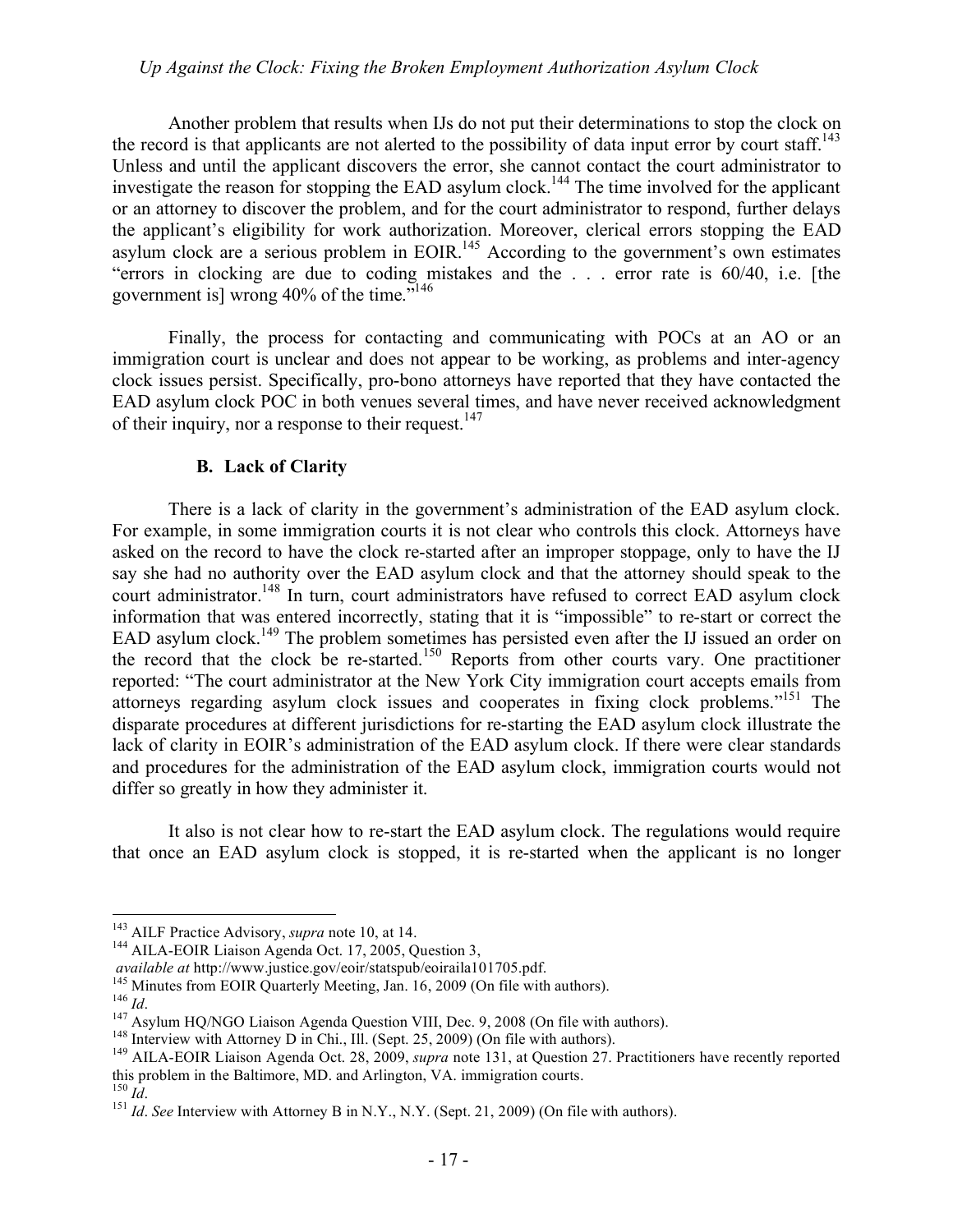Another problem that results when IJs do not put their determinations to stop the clock on the record is that applicants are not alerted to the possibility of data input error by court staff.[143] Unless and until the applicant discovers the error, she cannot contact the court administrator to investigate the reason for stopping the EAD asylum clock.[144] The time involved for the applicant or an attorney to discover the problem, and for the court administrator to respond, further delays the applicant's eligibility for work authorization. Moreover, clerical errors stopping the EAD asylum clock are a serious problem in EOIR.[145] According to the government's own estimates "errors in clocking are due to coding mistakes and the . . . error rate is 60/40, i.e. [the government is] wrong 40% of the time."[146]

Finally, the process for contacting and communicating with POCs at an AO or an immigration court is unclear and does not appear to be working, as problems and inter-agency clock issues persist. Specifically, pro-bono attorneys have reported that they have contacted the EAD asylum clock POC in both venues several times, and have never received acknowledgment of their inquiry, nor a response to their request.[147]

### B. Lack of Clarity

There is a lack of clarity in the government's administration of the EAD asylum clock. For example, in some immigration courts it is not clear who controls this clock. Attorneys have asked on the record to have the clock re-started after an improper stoppage, only to have the IJ say she had no authority over the EAD asylum clock and that the attorney should speak to the court administrator.[148] In turn, court administrators have refused to correct EAD asylum clock information that was entered incorrectly, stating that it is "impossible" to re-start or correct the EAD asylum clock.[149] The problem sometimes has persisted even after the IJ issued an order on the record that the clock be re-started.[150] Reports from other courts vary. One practitioner reported: "The court administrator at the New York City immigration court accepts emails from attorneys regarding asylum clock issues and cooperates in fixing clock problems."[151] The disparate procedures at different jurisdictions for re-starting the EAD asylum clock illustrate the lack of clarity in EOIR's administration of the EAD asylum clock. If there were clear standards and procedures for the administration of the EAD asylum clock, immigration courts would not differ so greatly in how they administer it.

It also is not clear how to re-start the EAD asylum clock. The regulations would require that once an EAD asylum clock is stopped, it is re-started when the applicant is no longer

---

[143] AILF Practice Advisory, *supra* note 10, at 14.

[144] AILA-EOIR Liaison Agenda Oct. 17, 2005, Question 3, *available at* http://www.justice.gov/eoir/statspub/eoiraila101705.pdf.

[145] Minutes from EOIR Quarterly Meeting, Jan. 16, 2009 (On file with authors).

[146] *Id*.

[147] Asylum HQ/NGO Liaison Agenda Question VIII, Dec. 9, 2008 (On file with authors).

[148] Interview with Attorney D in Chi., Ill. (Sept. 25, 2009) (On file with authors).

[149] AILA-EOIR Liaison Agenda Oct. 28, 2009, *supra* note 131, at Question 27. Practitioners have recently reported this problem in the Baltimore, MD. and Arlington, VA. immigration courts.

[150] *Id*.

[151] *Id*. *See* Interview with Attorney B in N.Y., N.Y. (Sept. 21, 2009) (On file with authors).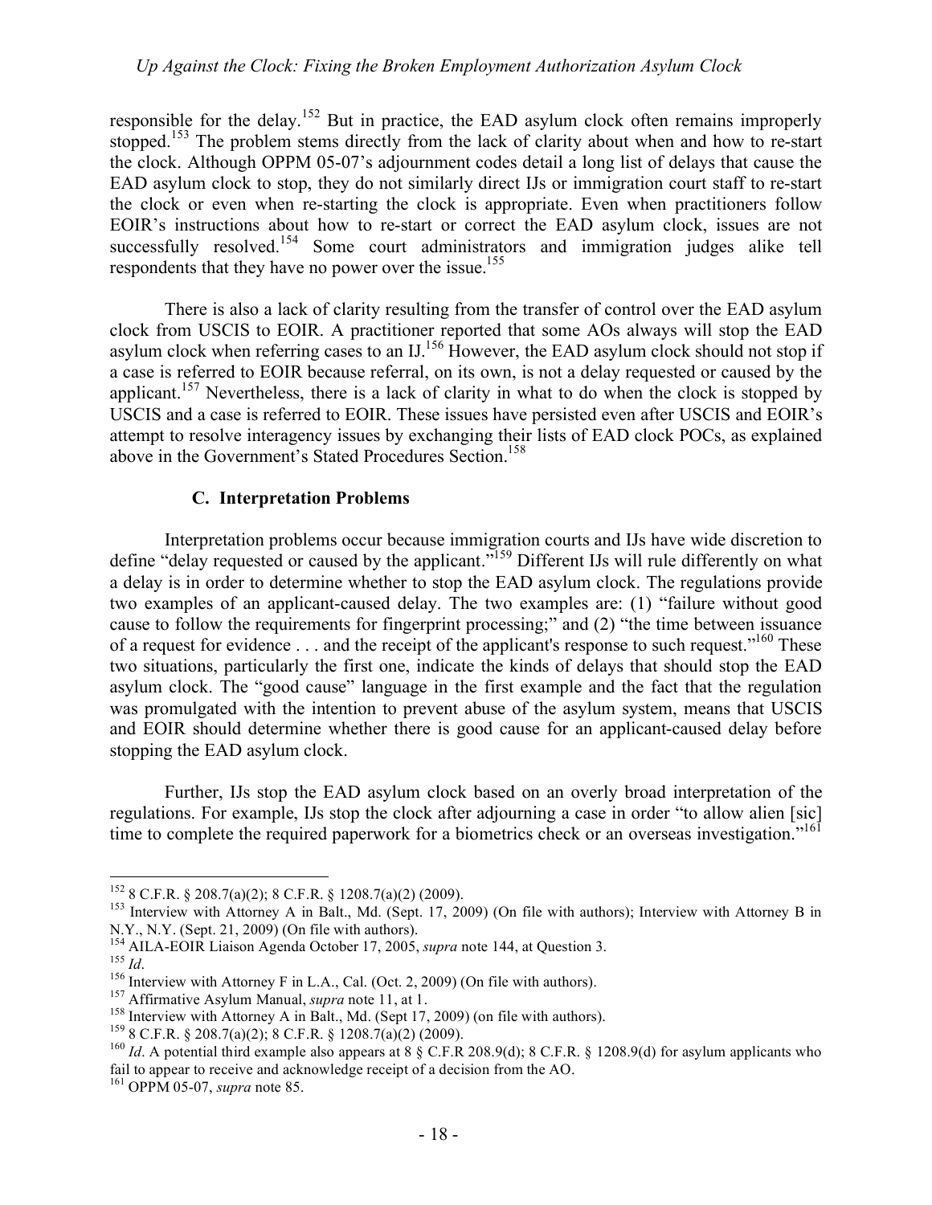responsible for the delay.[152] But in practice, the EAD asylum clock often remains improperly stopped.[153] The problem stems directly from the lack of clarity about when and how to re-start the clock. Although OPPM 05-07's adjournment codes detail a long list of delays that cause the EAD asylum clock to stop, they do not similarly direct IJs or immigration court staff to re-start the clock or even when re-starting the clock is appropriate. Even when practitioners follow EOIR's instructions about how to re-start or correct the EAD asylum clock, issues are not successfully resolved.[154] Some court administrators and immigration judges alike tell respondents that they have no power over the issue.[155]

There is also a lack of clarity resulting from the transfer of control over the EAD asylum clock from USCIS to EOIR. A practitioner reported that some AOs always will stop the EAD asylum clock when referring cases to an IJ.[156] However, the EAD asylum clock should not stop if a case is referred to EOIR because referral, on its own, is not a delay requested or caused by the applicant.[157] Nevertheless, there is a lack of clarity in what to do when the clock is stopped by USCIS and a case is referred to EOIR. These issues have persisted even after USCIS and EOIR's attempt to resolve interagency issues by exchanging their lists of EAD clock POCs, as explained above in the Government's Stated Procedures Section.[158]

### C. Interpretation Problems

Interpretation problems occur because immigration courts and IJs have wide discretion to define "delay requested or caused by the applicant."[159] Different IJs will rule differently on what a delay is in order to determine whether to stop the EAD asylum clock. The regulations provide two examples of an applicant-caused delay. The two examples are: (1) "failure without good cause to follow the requirements for fingerprint processing;" and (2) "the time between issuance of a request for evidence . . . and the receipt of the applicant's response to such request."[160] These two situations, particularly the first one, indicate the kinds of delays that should stop the EAD asylum clock. The "good cause" language in the first example and the fact that the regulation was promulgated with the intention to prevent abuse of the asylum system, means that USCIS and EOIR should determine whether there is good cause for an applicant-caused delay before stopping the EAD asylum clock.

Further, IJs stop the EAD asylum clock based on an overly broad interpretation of the regulations. For example, IJs stop the clock after adjourning a case in order "to allow alien [sic] time to complete the required paperwork for a biometrics check or an overseas investigation."[161]

---

[152] 8 C.F.R. § 208.7(a)(2); 8 C.F.R. § 1208.7(a)(2) (2009).

[153] Interview with Attorney A in Balt., Md. (Sept. 17, 2009) (On file with authors); Interview with Attorney B in N.Y., N.Y. (Sept. 21, 2009) (On file with authors).

[154] AILA-EOIR Liaison Agenda October 17, 2005, *supra* note 144, at Question 3.

[155] *Id*.

[156] Interview with Attorney F in L.A., Cal. (Oct. 2, 2009) (On file with authors).

[157] Affirmative Asylum Manual, *supra* note 11, at 1.

[158] Interview with Attorney A in Balt., Md. (Sept 17, 2009) (on file with authors).

[159] 8 C.F.R. § 208.7(a)(2); 8 C.F.R. § 1208.7(a)(2) (2009).

[160] *Id*. A potential third example also appears at 8 § C.F.R 208.9(d); 8 C.F.R. § 1208.9(d) for asylum applicants who fail to appear to receive and acknowledge receipt of a decision from the AO.

[161] OPPM 05-07, *supra* note 85.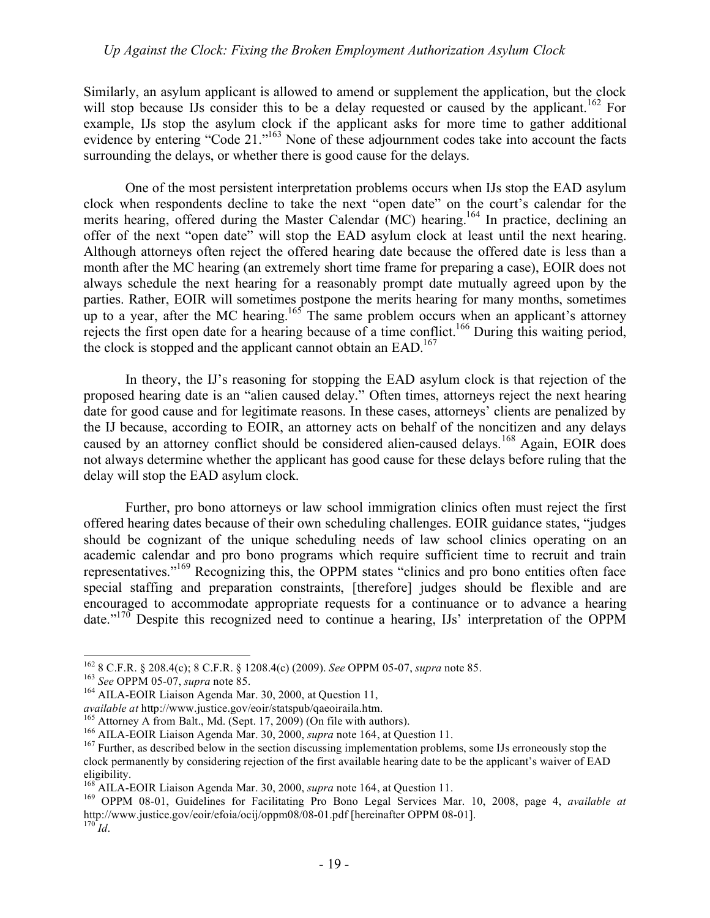Similarly, an asylum applicant is allowed to amend or supplement the application, but the clock will stop because IJs consider this to be a delay requested or caused by the applicant.[162] For example, IJs stop the asylum clock if the applicant asks for more time to gather additional evidence by entering "Code 21."[163] None of these adjournment codes take into account the facts surrounding the delays, or whether there is good cause for the delays.

One of the most persistent interpretation problems occurs when IJs stop the EAD asylum clock when respondents decline to take the next "open date" on the court's calendar for the merits hearing, offered during the Master Calendar (MC) hearing.[164] In practice, declining an offer of the next "open date" will stop the EAD asylum clock at least until the next hearing. Although attorneys often reject the offered hearing date because the offered date is less than a month after the MC hearing (an extremely short time frame for preparing a case), EOIR does not always schedule the next hearing for a reasonably prompt date mutually agreed upon by the parties. Rather, EOIR will sometimes postpone the merits hearing for many months, sometimes up to a year, after the MC hearing.[165] The same problem occurs when an applicant's attorney rejects the first open date for a hearing because of a time conflict.[166] During this waiting period, the clock is stopped and the applicant cannot obtain an EAD.[167]

In theory, the IJ's reasoning for stopping the EAD asylum clock is that rejection of the proposed hearing date is an "alien caused delay." Often times, attorneys reject the next hearing date for good cause and for legitimate reasons. In these cases, attorneys' clients are penalized by the IJ because, according to EOIR, an attorney acts on behalf of the noncitizen and any delays caused by an attorney conflict should be considered alien-caused delays.[168] Again, EOIR does not always determine whether the applicant has good cause for these delays before ruling that the delay will stop the EAD asylum clock.

Further, pro bono attorneys or law school immigration clinics often must reject the first offered hearing dates because of their own scheduling challenges. EOIR guidance states, "judges should be cognizant of the unique scheduling needs of law school clinics operating on an academic calendar and pro bono programs which require sufficient time to recruit and train representatives."[169] Recognizing this, the OPPM states "clinics and pro bono entities often face special staffing and preparation constraints, [therefore] judges should be flexible and are encouraged to accommodate appropriate requests for a continuance or to advance a hearing date."[170] Despite this recognized need to continue a hearing, IJs' interpretation of the OPPM

---

[162] 8 C.F.R. § 208.4(c); 8 C.F.R. § 1208.4(c) (2009). *See* OPPM 05-07, *supra* note 85.

[163] *See* OPPM 05-07, *supra* note 85.

[164] AILA-EOIR Liaison Agenda Mar. 30, 2000, at Question 11, *available at* http://www.justice.gov/eoir/statspub/qaeoiraila.htm.

[165] Attorney A from Balt., Md. (Sept. 17, 2009) (On file with authors).

[166] AILA-EOIR Liaison Agenda Mar. 30, 2000, *supra* note 164, at Question 11.

[167] Further, as described below in the section discussing implementation problems, some IJs erroneously stop the clock permanently by considering rejection of the first available hearing date to be the applicant's waiver of EAD eligibility.

[168] AILA-EOIR Liaison Agenda Mar. 30, 2000, *supra* note 164, at Question 11.

[169] OPPM 08-01, Guidelines for Facilitating Pro Bono Legal Services Mar. 10, 2008, page 4, *available at* http://www.justice.gov/eoir/efoia/ocij/oppm08/08-01.pdf [hereinafter OPPM 08-01].

[170] *Id*.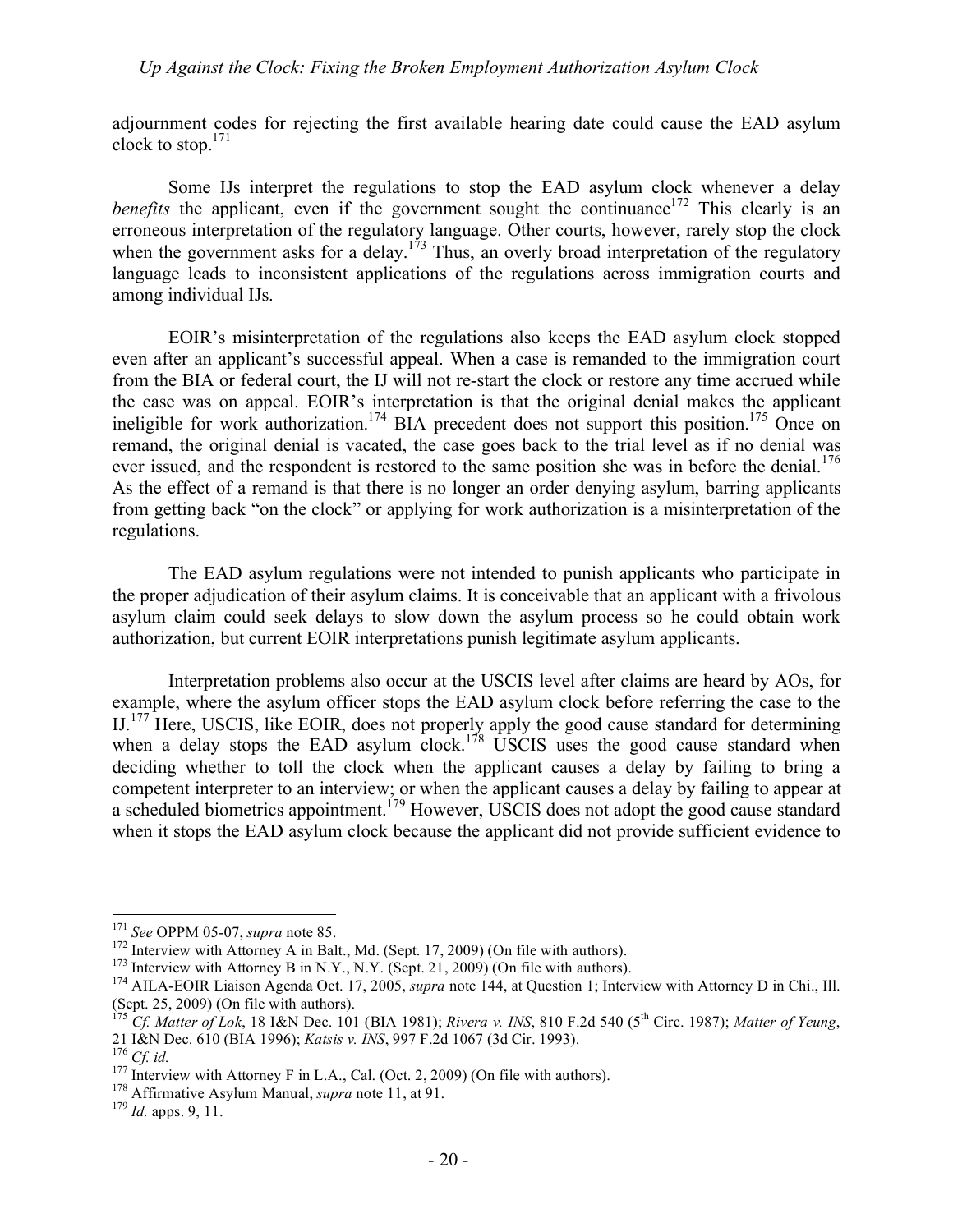adjournment codes for rejecting the first available hearing date could cause the EAD asylum clock to stop.[171]

Some IJs interpret the regulations to stop the EAD asylum clock whenever a delay *benefits* the applicant, even if the government sought the continuance[172] This clearly is an erroneous interpretation of the regulatory language. Other courts, however, rarely stop the clock when the government asks for a delay.[173] Thus, an overly broad interpretation of the regulatory language leads to inconsistent applications of the regulations across immigration courts and among individual IJs.

EOIR's misinterpretation of the regulations also keeps the EAD asylum clock stopped even after an applicant's successful appeal. When a case is remanded to the immigration court from the BIA or federal court, the IJ will not re-start the clock or restore any time accrued while the case was on appeal. EOIR's interpretation is that the original denial makes the applicant ineligible for work authorization.[174] BIA precedent does not support this position.[175] Once on remand, the original denial is vacated, the case goes back to the trial level as if no denial was ever issued, and the respondent is restored to the same position she was in before the denial.[176] As the effect of a remand is that there is no longer an order denying asylum, barring applicants from getting back "on the clock" or applying for work authorization is a misinterpretation of the regulations.

The EAD asylum regulations were not intended to punish applicants who participate in the proper adjudication of their asylum claims. It is conceivable that an applicant with a frivolous asylum claim could seek delays to slow down the asylum process so he could obtain work authorization, but current EOIR interpretations punish legitimate asylum applicants.

Interpretation problems also occur at the USCIS level after claims are heard by AOs, for example, where the asylum officer stops the EAD asylum clock before referring the case to the IJ.[177] Here, USCIS, like EOIR, does not properly apply the good cause standard for determining when a delay stops the EAD asylum clock.[178] USCIS uses the good cause standard when deciding whether to toll the clock when the applicant causes a delay by failing to bring a competent interpreter to an interview; or when the applicant causes a delay by failing to appear at a scheduled biometrics appointment.[179] However, USCIS does not adopt the good cause standard when it stops the EAD asylum clock because the applicant did not provide sufficient evidence to

---

[171] *See* OPPM 05-07, *supra* note 85.

[172] Interview with Attorney A in Balt., Md. (Sept. 17, 2009) (On file with authors).

[173] Interview with Attorney B in N.Y., N.Y. (Sept. 21, 2009) (On file with authors).

[174] AILA-EOIR Liaison Agenda Oct. 17, 2005, *supra* note 144, at Question 1; Interview with Attorney D in Chi., Ill. (Sept. 25, 2009) (On file with authors).

[175] *Cf. Matter of Lok*, 18 I&N Dec. 101 (BIA 1981); *Rivera v. INS*, 810 F.2d 540 (5th Circ. 1987); *Matter of Yeung*, 21 I&N Dec. 610 (BIA 1996); *Katsis v. INS*, 997 F.2d 1067 (3d Cir. 1993).

[176] *Cf. id.*

[177] Interview with Attorney F in L.A., Cal. (Oct. 2, 2009) (On file with authors).

[178] Affirmative Asylum Manual, *supra* note 11, at 91.

[179] *Id.* apps. 9, 11.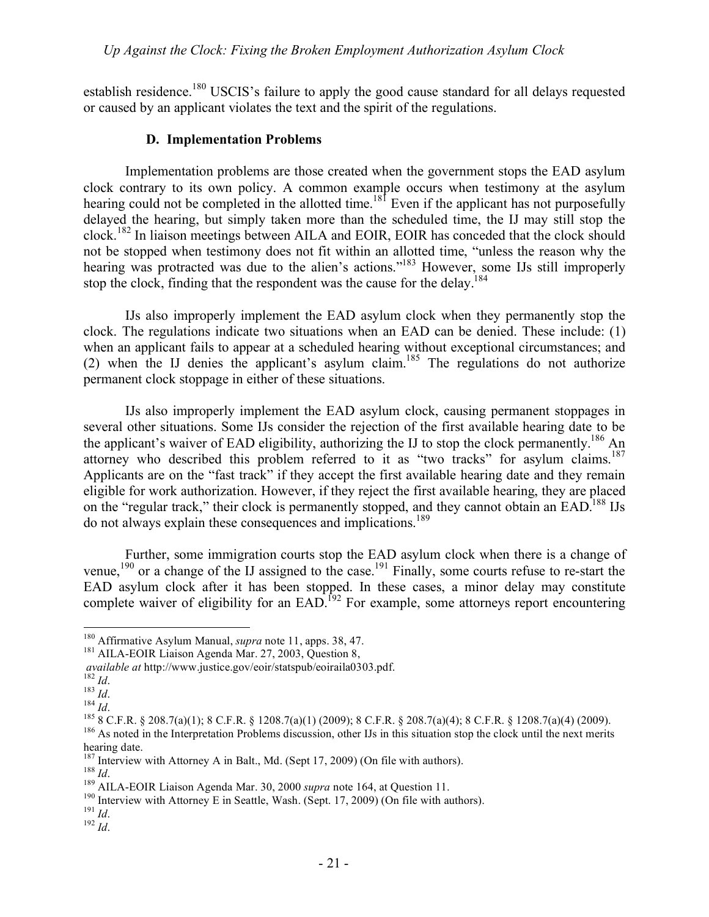establish residence.[180] USCIS's failure to apply the good cause standard for all delays requested or caused by an applicant violates the text and the spirit of the regulations.

### D. Implementation Problems

Implementation problems are those created when the government stops the EAD asylum clock contrary to its own policy. A common example occurs when testimony at the asylum hearing could not be completed in the allotted time.[181] Even if the applicant has not purposefully delayed the hearing, but simply taken more than the scheduled time, the IJ may still stop the clock.[182] In liaison meetings between AILA and EOIR, EOIR has conceded that the clock should not be stopped when testimony does not fit within an allotted time, "unless the reason why the hearing was protracted was due to the alien's actions."[183] However, some IJs still improperly stop the clock, finding that the respondent was the cause for the delay.[184]

IJs also improperly implement the EAD asylum clock when they permanently stop the clock. The regulations indicate two situations when an EAD can be denied. These include: (1) when an applicant fails to appear at a scheduled hearing without exceptional circumstances; and (2) when the IJ denies the applicant's asylum claim.[185] The regulations do not authorize permanent clock stoppage in either of these situations.

IJs also improperly implement the EAD asylum clock, causing permanent stoppages in several other situations. Some IJs consider the rejection of the first available hearing date to be the applicant's waiver of EAD eligibility, authorizing the IJ to stop the clock permanently.[186] An attorney who described this problem referred to it as "two tracks" for asylum claims.[187] Applicants are on the "fast track" if they accept the first available hearing date and they remain eligible for work authorization. However, if they reject the first available hearing, they are placed on the "regular track," their clock is permanently stopped, and they cannot obtain an EAD.[188] IJs do not always explain these consequences and implications.[189]

Further, some immigration courts stop the EAD asylum clock when there is a change of venue,[190] or a change of the IJ assigned to the case.[191] Finally, some courts refuse to re-start the EAD asylum clock after it has been stopped. In these cases, a minor delay may constitute complete waiver of eligibility for an EAD.[192] For example, some attorneys report encountering

---

[180] Affirmative Asylum Manual, *supra* note 11, apps. 38, 47.

[181] AILA-EOIR Liaison Agenda Mar. 27, 2003, Question 8, *available at* http://www.justice.gov/eoir/statspub/eoiraila0303.pdf.

[182] *Id*.

[183] *Id*.

[184] *Id*.

[185] 8 C.F.R. § 208.7(a)(1); 8 C.F.R. § 1208.7(a)(1) (2009); 8 C.F.R. § 208.7(a)(4); 8 C.F.R. § 1208.7(a)(4) (2009).

[186] As noted in the Interpretation Problems discussion, other IJs in this situation stop the clock until the next merits hearing date.

[187] Interview with Attorney A in Balt., Md. (Sept 17, 2009) (On file with authors).

[188] *Id*.

[189] AILA-EOIR Liaison Agenda Mar. 30, 2000 *supra* note 164, at Question 11.

[190] Interview with Attorney E in Seattle, Wash. (Sept. 17, 2009) (On file with authors).

[191] *Id*.

[192] *Id*.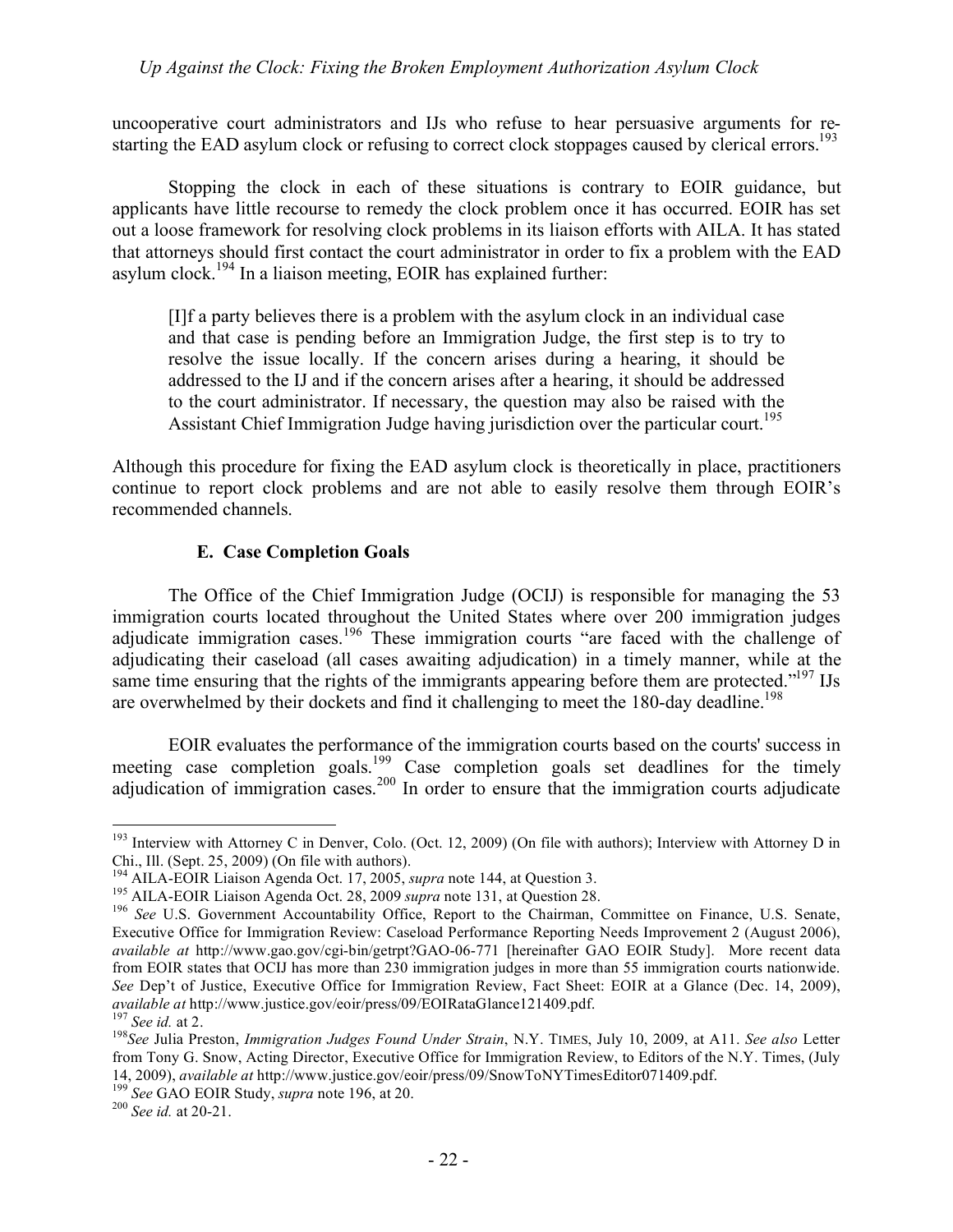uncooperative court administrators and IJs who refuse to hear persuasive arguments for re-starting the EAD asylum clock or refusing to correct clock stoppages caused by clerical errors.[193]

Stopping the clock in each of these situations is contrary to EOIR guidance, but applicants have little recourse to remedy the clock problem once it has occurred. EOIR has set out a loose framework for resolving clock problems in its liaison efforts with AILA. It has stated that attorneys should first contact the court administrator in order to fix a problem with the EAD asylum clock.[194] In a liaison meeting, EOIR has explained further:

> [I]f a party believes there is a problem with the asylum clock in an individual case and that case is pending before an Immigration Judge, the first step is to try to resolve the issue locally. If the concern arises during a hearing, it should be addressed to the IJ and if the concern arises after a hearing, it should be addressed to the court administrator. If necessary, the question may also be raised with the Assistant Chief Immigration Judge having jurisdiction over the particular court.[195]

Although this procedure for fixing the EAD asylum clock is theoretically in place, practitioners continue to report clock problems and are not able to easily resolve them through EOIR's recommended channels.

### E. Case Completion Goals

The Office of the Chief Immigration Judge (OCIJ) is responsible for managing the 53 immigration courts located throughout the United States where over 200 immigration judges adjudicate immigration cases.[196] These immigration courts "are faced with the challenge of adjudicating their caseload (all cases awaiting adjudication) in a timely manner, while at the same time ensuring that the rights of the immigrants appearing before them are protected."[197] IJs are overwhelmed by their dockets and find it challenging to meet the 180-day deadline.[198]

EOIR evaluates the performance of the immigration courts based on the courts' success in meeting case completion goals.[199] Case completion goals set deadlines for the timely adjudication of immigration cases.[200] In order to ensure that the immigration courts adjudicate

---

[193] Interview with Attorney C in Denver, Colo. (Oct. 12, 2009) (On file with authors); Interview with Attorney D in Chi., Ill. (Sept. 25, 2009) (On file with authors).

[194] AILA-EOIR Liaison Agenda Oct. 17, 2005, *supra* note 144, at Question 3.

[195] AILA-EOIR Liaison Agenda Oct. 28, 2009 *supra* note 131, at Question 28.

[196] *See* U.S. Government Accountability Office, Report to the Chairman, Committee on Finance, U.S. Senate, Executive Office for Immigration Review: Caseload Performance Reporting Needs Improvement 2 (August 2006), *available at* http://www.gao.gov/cgi-bin/getrpt?GAO-06-771 [hereinafter GAO EOIR Study]. More recent data from EOIR states that OCIJ has more than 230 immigration judges in more than 55 immigration courts nationwide. *See* Dep't of Justice, Executive Office for Immigration Review, Fact Sheet: EOIR at a Glance (Dec. 14, 2009), *available at* http://www.justice.gov/eoir/press/09/EOIRataGlance121409.pdf.

[197] *See id.* at 2.

[198] *See* Julia Preston, *Immigration Judges Found Under Strain*, N.Y. TIMES, July 10, 2009, at A11. *See also* Letter from Tony G. Snow, Acting Director, Executive Office for Immigration Review, to Editors of the N.Y. Times, (July 14, 2009), *available at* http://www.justice.gov/eoir/press/09/SnowToNYTimesEditor071409.pdf.

[199] *See* GAO EOIR Study, *supra* note 196, at 20.

[200] *See id.* at 20-21.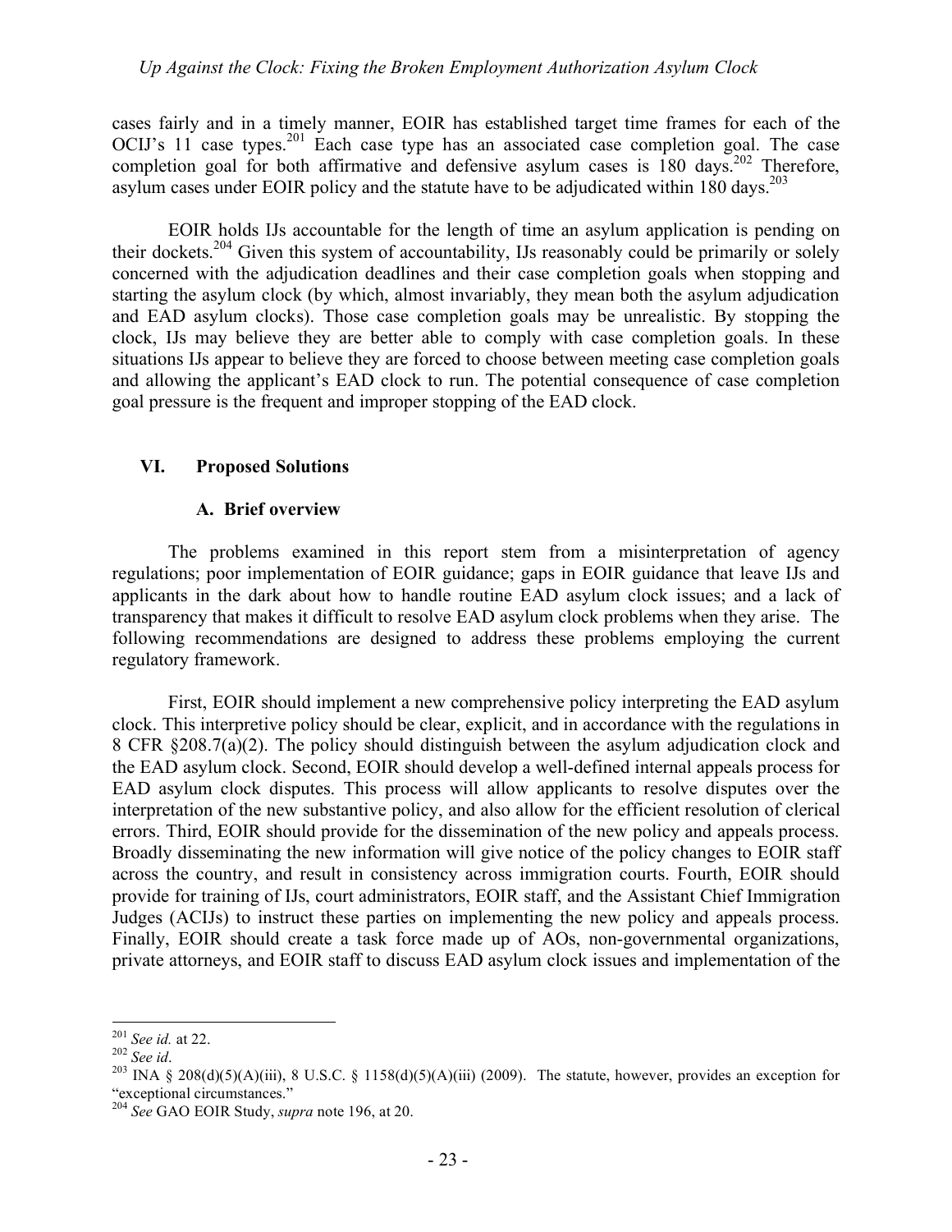cases fairly and in a timely manner, EOIR has established target time frames for each of the OCIJ's 11 case types.[201] Each case type has an associated case completion goal. The case completion goal for both affirmative and defensive asylum cases is 180 days.[202] Therefore, asylum cases under EOIR policy and the statute have to be adjudicated within 180 days.[203]

EOIR holds IJs accountable for the length of time an asylum application is pending on their dockets.[204] Given this system of accountability, IJs reasonably could be primarily or solely concerned with the adjudication deadlines and their case completion goals when stopping and starting the asylum clock (by which, almost invariably, they mean both the asylum adjudication and EAD asylum clocks). Those case completion goals may be unrealistic. By stopping the clock, IJs may believe they are better able to comply with case completion goals. In these situations IJs appear to believe they are forced to choose between meeting case completion goals and allowing the applicant's EAD clock to run. The potential consequence of case completion goal pressure is the frequent and improper stopping of the EAD clock.

## VI. Proposed Solutions

### A. Brief overview

The problems examined in this report stem from a misinterpretation of agency regulations; poor implementation of EOIR guidance; gaps in EOIR guidance that leave IJs and applicants in the dark about how to handle routine EAD asylum clock issues; and a lack of transparency that makes it difficult to resolve EAD asylum clock problems when they arise. The following recommendations are designed to address these problems employing the current regulatory framework.

First, EOIR should implement a new comprehensive policy interpreting the EAD asylum clock. This interpretive policy should be clear, explicit, and in accordance with the regulations in 8 CFR §208.7(a)(2). The policy should distinguish between the asylum adjudication clock and the EAD asylum clock. Second, EOIR should develop a well-defined internal appeals process for EAD asylum clock disputes. This process will allow applicants to resolve disputes over the interpretation of the new substantive policy, and also allow for the efficient resolution of clerical errors. Third, EOIR should provide for the dissemination of the new policy and appeals process. Broadly disseminating the new information will give notice of the policy changes to EOIR staff across the country, and result in consistency across immigration courts. Fourth, EOIR should provide for training of IJs, court administrators, EOIR staff, and the Assistant Chief Immigration Judges (ACIJs) to instruct these parties on implementing the new policy and appeals process. Finally, EOIR should create a task force made up of AOs, non-governmental organizations, private attorneys, and EOIR staff to discuss EAD asylum clock issues and implementation of the

---

[201] *See id.* at 22.

[202] *See id*.

[203] INA § 208(d)(5)(A)(iii), 8 U.S.C. § 1158(d)(5)(A)(iii) (2009). The statute, however, provides an exception for "exceptional circumstances."

[204] *See* GAO EOIR Study, *supra* note 196, at 20.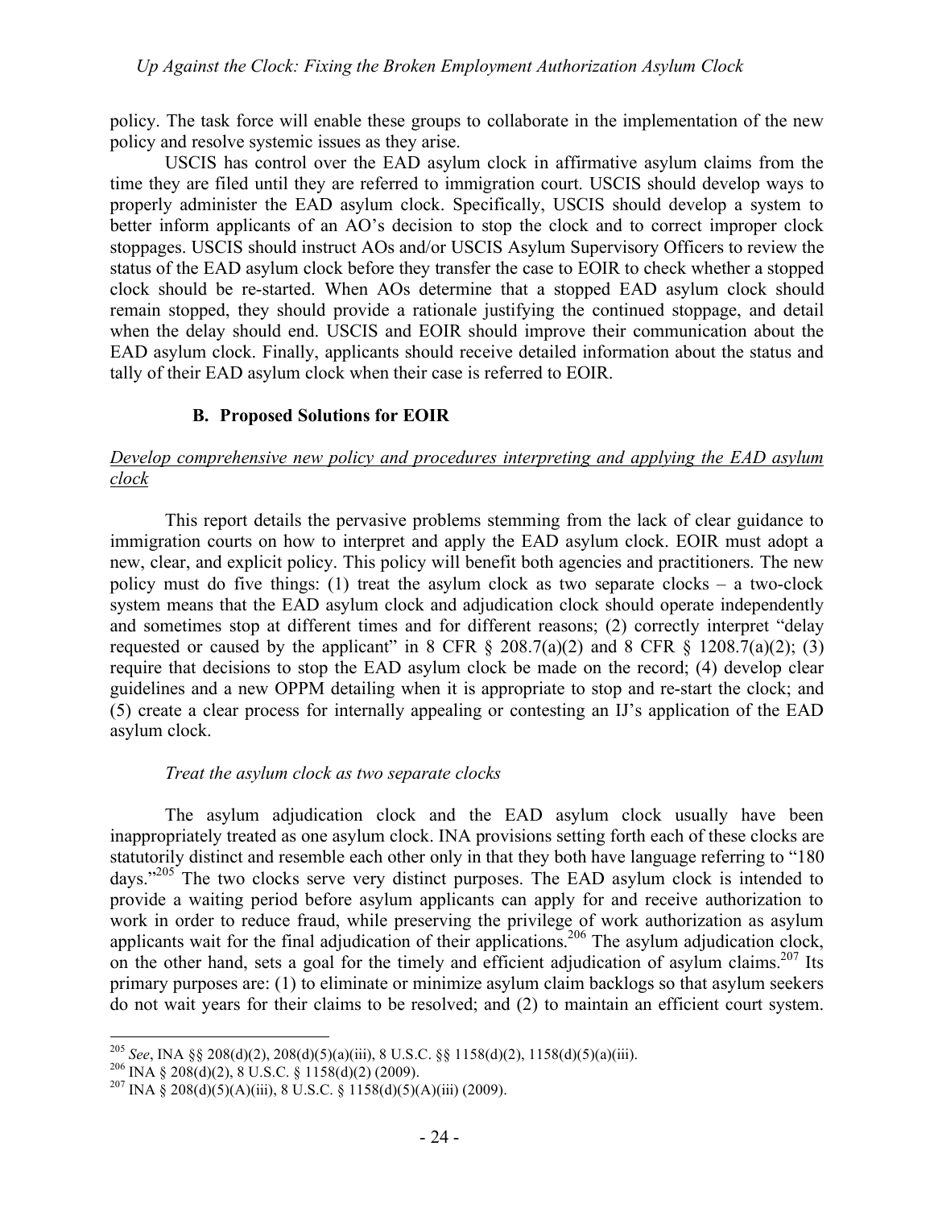policy. The task force will enable these groups to collaborate in the implementation of the new policy and resolve systemic issues as they arise.

USCIS has control over the EAD asylum clock in affirmative asylum claims from the time they are filed until they are referred to immigration court. USCIS should develop ways to properly administer the EAD asylum clock. Specifically, USCIS should develop a system to better inform applicants of an AO's decision to stop the clock and to correct improper clock stoppages. USCIS should instruct AOs and/or USCIS Asylum Supervisory Officers to review the status of the EAD asylum clock before they transfer the case to EOIR to check whether a stopped clock should be re-started. When AOs determine that a stopped EAD asylum clock should remain stopped, they should provide a rationale justifying the continued stoppage, and detail when the delay should end. USCIS and EOIR should improve their communication about the EAD asylum clock. Finally, applicants should receive detailed information about the status and tally of their EAD asylum clock when their case is referred to EOIR.

### B. Proposed Solutions for EOIR

*Develop comprehensive new policy and procedures interpreting and applying the EAD asylum clock*

This report details the pervasive problems stemming from the lack of clear guidance to immigration courts on how to interpret and apply the EAD asylum clock. EOIR must adopt a new, clear, and explicit policy. This policy will benefit both agencies and practitioners. The new policy must do five things: (1) treat the asylum clock as two separate clocks – a two-clock system means that the EAD asylum clock and adjudication clock should operate independently and sometimes stop at different times and for different reasons; (2) correctly interpret "delay requested or caused by the applicant" in 8 CFR § 208.7(a)(2) and 8 CFR § 1208.7(a)(2); (3) require that decisions to stop the EAD asylum clock be made on the record; (4) develop clear guidelines and a new OPPM detailing when it is appropriate to stop and re-start the clock; and (5) create a clear process for internally appealing or contesting an IJ's application of the EAD asylum clock.

*Treat the asylum clock as two separate clocks*

The asylum adjudication clock and the EAD asylum clock usually have been inappropriately treated as one asylum clock. INA provisions setting forth each of these clocks are statutorily distinct and resemble each other only in that they both have language referring to "180 days."[205] The two clocks serve very distinct purposes. The EAD asylum clock is intended to provide a waiting period before asylum applicants can apply for and receive authorization to work in order to reduce fraud, while preserving the privilege of work authorization as asylum applicants wait for the final adjudication of their applications.[206] The asylum adjudication clock, on the other hand, sets a goal for the timely and efficient adjudication of asylum claims.[207] Its primary purposes are: (1) to eliminate or minimize asylum claim backlogs so that asylum seekers do not wait years for their claims to be resolved; and (2) to maintain an efficient court system.

---

[205] *See*, INA §§ 208(d)(2), 208(d)(5)(a)(iii), 8 U.S.C. §§ 1158(d)(2), 1158(d)(5)(a)(iii).

[206] INA § 208(d)(2), 8 U.S.C. § 1158(d)(2) (2009).

[207] INA § 208(d)(5)(A)(iii), 8 U.S.C. § 1158(d)(5)(A)(iii) (2009).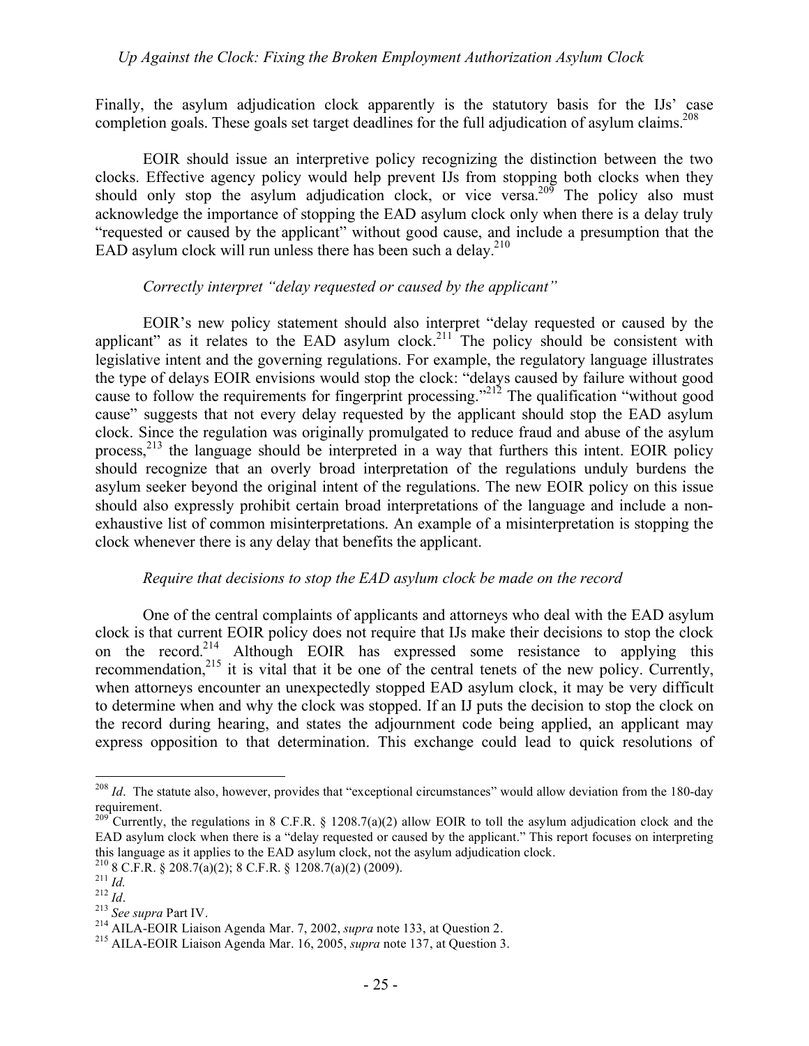Finally, the asylum adjudication clock apparently is the statutory basis for the IJs' case completion goals. These goals set target deadlines for the full adjudication of asylum claims.[208]

EOIR should issue an interpretive policy recognizing the distinction between the two clocks. Effective agency policy would help prevent IJs from stopping both clocks when they should only stop the asylum adjudication clock, or vice versa.[209] The policy also must acknowledge the importance of stopping the EAD asylum clock only when there is a delay truly "requested or caused by the applicant" without good cause, and include a presumption that the EAD asylum clock will run unless there has been such a delay.[210]

*Correctly interpret "delay requested or caused by the applicant"*

EOIR's new policy statement should also interpret "delay requested or caused by the applicant" as it relates to the EAD asylum clock.[211] The policy should be consistent with legislative intent and the governing regulations. For example, the regulatory language illustrates the type of delays EOIR envisions would stop the clock: "delays caused by failure without good cause to follow the requirements for fingerprint processing."[212] The qualification "without good cause" suggests that not every delay requested by the applicant should stop the EAD asylum clock. Since the regulation was originally promulgated to reduce fraud and abuse of the asylum process,[213] the language should be interpreted in a way that furthers this intent. EOIR policy should recognize that an overly broad interpretation of the regulations unduly burdens the asylum seeker beyond the original intent of the regulations. The new EOIR policy on this issue should also expressly prohibit certain broad interpretations of the language and include a non-exhaustive list of common misinterpretations. An example of a misinterpretation is stopping the clock whenever there is any delay that benefits the applicant.

*Require that decisions to stop the EAD asylum clock be made on the record*

One of the central complaints of applicants and attorneys who deal with the EAD asylum clock is that current EOIR policy does not require that IJs make their decisions to stop the clock on the record.[214] Although EOIR has expressed some resistance to applying this recommendation,[215] it is vital that it be one of the central tenets of the new policy. Currently, when attorneys encounter an unexpectedly stopped EAD asylum clock, it may be very difficult to determine when and why the clock was stopped. If an IJ puts the decision to stop the clock on the record during hearing, and states the adjournment code being applied, an applicant may express opposition to that determination. This exchange could lead to quick resolutions of

---

[208] *Id*. The statute also, however, provides that "exceptional circumstances" would allow deviation from the 180-day requirement.

[209] Currently, the regulations in 8 C.F.R. § 1208.7(a)(2) allow EOIR to toll the asylum adjudication clock and the EAD asylum clock when there is a "delay requested or caused by the applicant." This report focuses on interpreting this language as it applies to the EAD asylum clock, not the asylum adjudication clock.

[210] 8 C.F.R. § 208.7(a)(2); 8 C.F.R. § 1208.7(a)(2) (2009).

[211] *Id.*

[212] *Id*.

[213] *See supra* Part IV.

[214] AILA-EOIR Liaison Agenda Mar. 7, 2002, *supra* note 133, at Question 2.

[215] AILA-EOIR Liaison Agenda Mar. 16, 2005, *supra* note 137, at Question 3.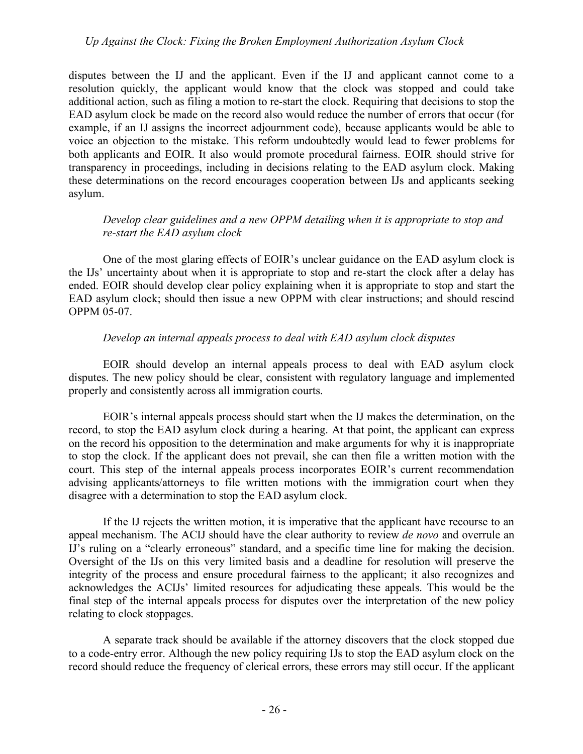disputes between the IJ and the applicant. Even if the IJ and applicant cannot come to a resolution quickly, the applicant would know that the clock was stopped and could take additional action, such as filing a motion to re-start the clock. Requiring that decisions to stop the EAD asylum clock be made on the record also would reduce the number of errors that occur (for example, if an IJ assigns the incorrect adjournment code), because applicants would be able to voice an objection to the mistake. This reform undoubtedly would lead to fewer problems for both applicants and EOIR. It also would promote procedural fairness. EOIR should strive for transparency in proceedings, including in decisions relating to the EAD asylum clock. Making these determinations on the record encourages cooperation between IJs and applicants seeking asylum.

*Develop clear guidelines and a new OPPM detailing when it is appropriate to stop and re-start the EAD asylum clock*

One of the most glaring effects of EOIR's unclear guidance on the EAD asylum clock is the IJs' uncertainty about when it is appropriate to stop and re-start the clock after a delay has ended. EOIR should develop clear policy explaining when it is appropriate to stop and start the EAD asylum clock; should then issue a new OPPM with clear instructions; and should rescind OPPM 05-07.

*Develop an internal appeals process to deal with EAD asylum clock disputes*

EOIR should develop an internal appeals process to deal with EAD asylum clock disputes. The new policy should be clear, consistent with regulatory language and implemented properly and consistently across all immigration courts.

EOIR's internal appeals process should start when the IJ makes the determination, on the record, to stop the EAD asylum clock during a hearing. At that point, the applicant can express on the record his opposition to the determination and make arguments for why it is inappropriate to stop the clock. If the applicant does not prevail, she can then file a written motion with the court. This step of the internal appeals process incorporates EOIR's current recommendation advising applicants/attorneys to file written motions with the immigration court when they disagree with a determination to stop the EAD asylum clock.

If the IJ rejects the written motion, it is imperative that the applicant have recourse to an appeal mechanism. The ACIJ should have the clear authority to review *de novo* and overrule an IJ's ruling on a "clearly erroneous" standard, and a specific time line for making the decision. Oversight of the IJs on this very limited basis and a deadline for resolution will preserve the integrity of the process and ensure procedural fairness to the applicant; it also recognizes and acknowledges the ACIJs' limited resources for adjudicating these appeals. This would be the final step of the internal appeals process for disputes over the interpretation of the new policy relating to clock stoppages.

A separate track should be available if the attorney discovers that the clock stopped due to a code-entry error. Although the new policy requiring IJs to stop the EAD asylum clock on the record should reduce the frequency of clerical errors, these errors may still occur. If the applicant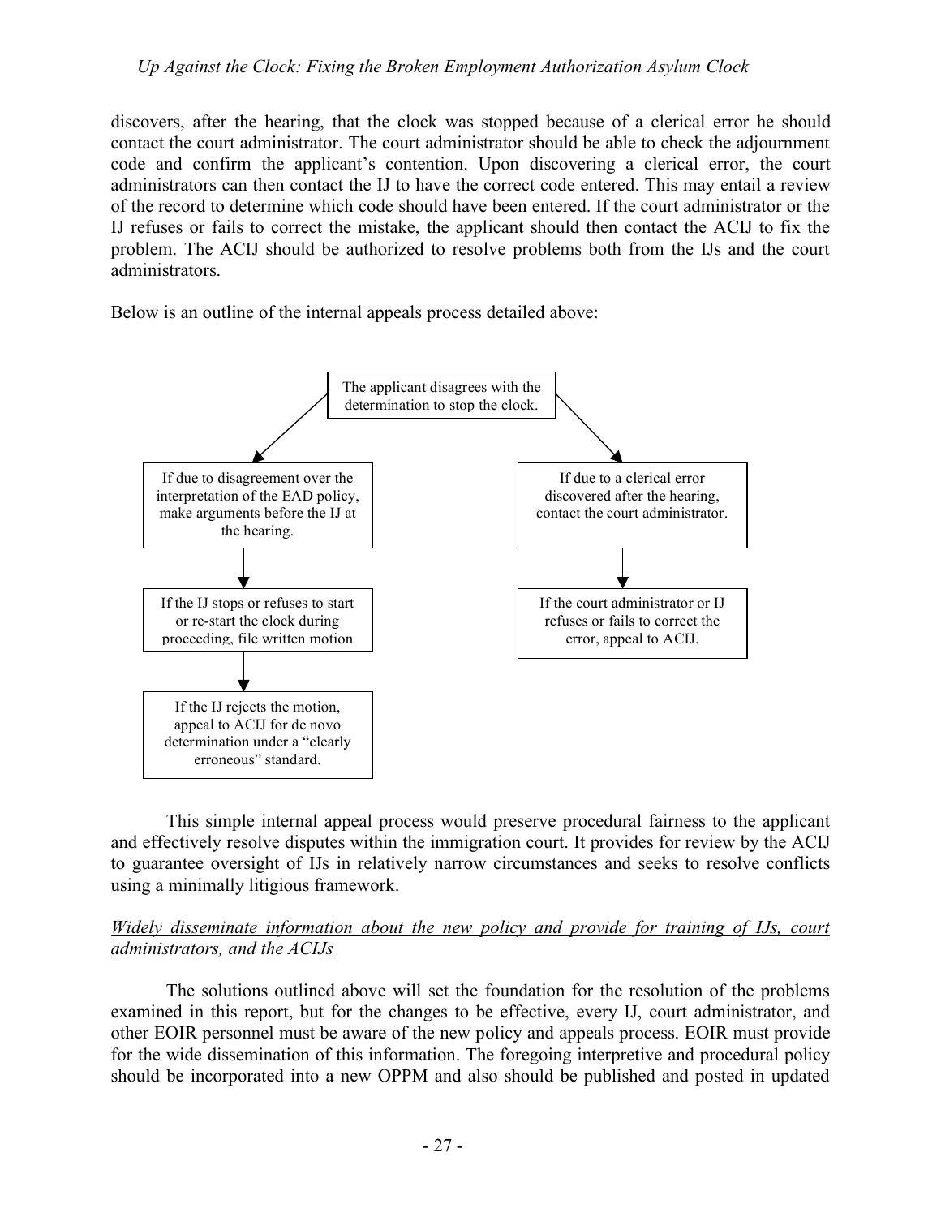discovers, after the hearing, that the clock was stopped because of a clerical error he should contact the court administrator. The court administrator should be able to check the adjournment code and confirm the applicant's contention. Upon discovering a clerical error, the court administrators can then contact the IJ to have the correct code entered. This may entail a review of the record to determine which code should have been entered. If the court administrator or the IJ refuses or fails to correct the mistake, the applicant should then contact the ACIJ to fix the problem. The ACIJ should be authorized to resolve problems both from the IJs and the court administrators.

Below is an outline of the internal appeals process detailed above:

The applicant disagrees with the determination to stop the clock.

- If due to disagreement over the interpretation of the EAD policy, make arguments before the IJ at the hearing.
  - If the IJ stops or refuses to start or re-start the clock during proceeding, file written motion
    - If the IJ rejects the motion, appeal to ACIJ for de novo determination under a "clearly erroneous" standard.
- If due to a clerical error discovered after the hearing, contact the court administrator.
  - If the court administrator or IJ refuses or fails to correct the error, appeal to ACIJ.

This simple internal appeal process would preserve procedural fairness to the applicant and effectively resolve disputes within the immigration court. It provides for review by the ACIJ to guarantee oversight of IJs in relatively narrow circumstances and seeks to resolve conflicts using a minimally litigious framework.

*Widely disseminate information about the new policy and provide for training of IJs, court administrators, and the ACIJs*

The solutions outlined above will set the foundation for the resolution of the problems examined in this report, but for the changes to be effective, every IJ, court administrator, and other EOIR personnel must be aware of the new policy and appeals process. EOIR must provide for the wide dissemination of this information. The foregoing interpretive and procedural policy should be incorporated into a new OPPM and also should be published and posted in updated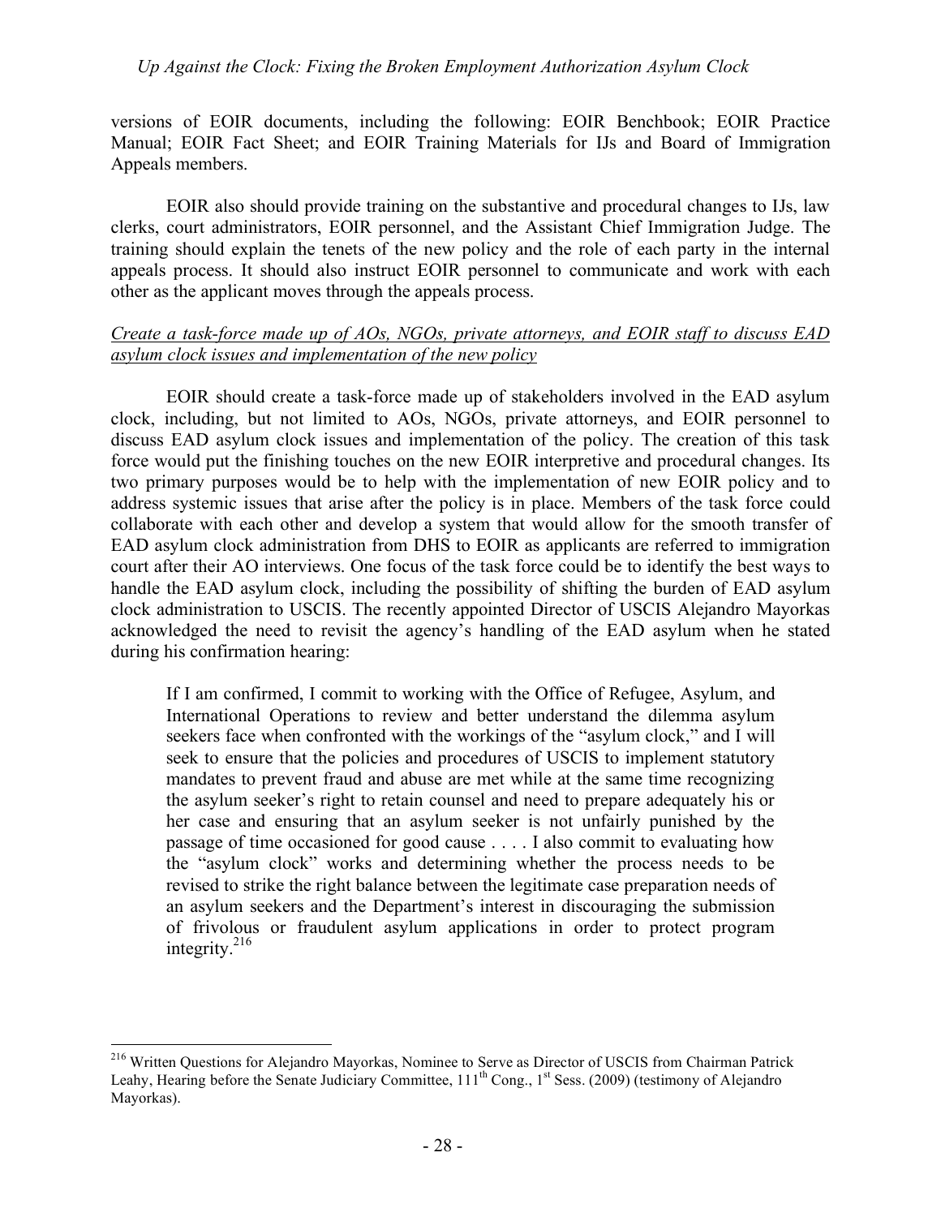versions of EOIR documents, including the following: EOIR Benchbook; EOIR Practice Manual; EOIR Fact Sheet; and EOIR Training Materials for IJs and Board of Immigration Appeals members.

EOIR also should provide training on the substantive and procedural changes to IJs, law clerks, court administrators, EOIR personnel, and the Assistant Chief Immigration Judge. The training should explain the tenets of the new policy and the role of each party in the internal appeals process. It should also instruct EOIR personnel to communicate and work with each other as the applicant moves through the appeals process.

*Create a task-force made up of AOs, NGOs, private attorneys, and EOIR staff to discuss EAD asylum clock issues and implementation of the new policy*

EOIR should create a task-force made up of stakeholders involved in the EAD asylum clock, including, but not limited to AOs, NGOs, private attorneys, and EOIR personnel to discuss EAD asylum clock issues and implementation of the policy. The creation of this task force would put the finishing touches on the new EOIR interpretive and procedural changes. Its two primary purposes would be to help with the implementation of new EOIR policy and to address systemic issues that arise after the policy is in place. Members of the task force could collaborate with each other and develop a system that would allow for the smooth transfer of EAD asylum clock administration from DHS to EOIR as applicants are referred to immigration court after their AO interviews. One focus of the task force could be to identify the best ways to handle the EAD asylum clock, including the possibility of shifting the burden of EAD asylum clock administration to USCIS. The recently appointed Director of USCIS Alejandro Mayorkas acknowledged the need to revisit the agency's handling of the EAD asylum when he stated during his confirmation hearing:

> If I am confirmed, I commit to working with the Office of Refugee, Asylum, and International Operations to review and better understand the dilemma asylum seekers face when confronted with the workings of the "asylum clock," and I will seek to ensure that the policies and procedures of USCIS to implement statutory mandates to prevent fraud and abuse are met while at the same time recognizing the asylum seeker's right to retain counsel and need to prepare adequately his or her case and ensuring that an asylum seeker is not unfairly punished by the passage of time occasioned for good cause . . . . I also commit to evaluating how the "asylum clock" works and determining whether the process needs to be revised to strike the right balance between the legitimate case preparation needs of an asylum seekers and the Department's interest in discouraging the submission of frivolous or fraudulent asylum applications in order to protect program integrity.[216]

[216] Written Questions for Alejandro Mayorkas, Nominee to Serve as Director of USCIS from Chairman Patrick Leahy, Hearing before the Senate Judiciary Committee, 111th Cong., 1st Sess. (2009) (testimony of Alejandro Mayorkas).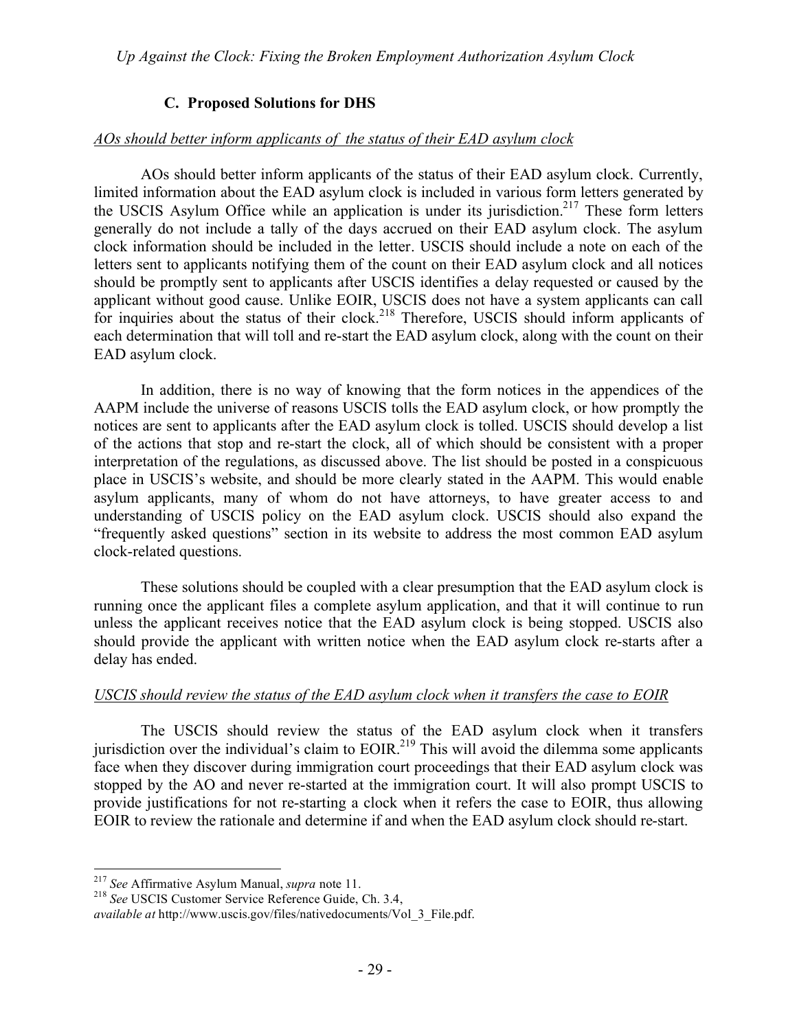### C. Proposed Solutions for DHS

*AOs should better inform applicants of the status of their EAD asylum clock*

AOs should better inform applicants of the status of their EAD asylum clock. Currently, limited information about the EAD asylum clock is included in various form letters generated by the USCIS Asylum Office while an application is under its jurisdiction.[217] These form letters generally do not include a tally of the days accrued on their EAD asylum clock. The asylum clock information should be included in the letter. USCIS should include a note on each of the letters sent to applicants notifying them of the count on their EAD asylum clock and all notices should be promptly sent to applicants after USCIS identifies a delay requested or caused by the applicant without good cause. Unlike EOIR, USCIS does not have a system applicants can call for inquiries about the status of their clock.[218] Therefore, USCIS should inform applicants of each determination that will toll and re-start the EAD asylum clock, along with the count on their EAD asylum clock.

In addition, there is no way of knowing that the form notices in the appendices of the AAPM include the universe of reasons USCIS tolls the EAD asylum clock, or how promptly the notices are sent to applicants after the EAD asylum clock is tolled. USCIS should develop a list of the actions that stop and re-start the clock, all of which should be consistent with a proper interpretation of the regulations, as discussed above. The list should be posted in a conspicuous place in USCIS's website, and should be more clearly stated in the AAPM. This would enable asylum applicants, many of whom do not have attorneys, to have greater access to and understanding of USCIS policy on the EAD asylum clock. USCIS should also expand the "frequently asked questions" section in its website to address the most common EAD asylum clock-related questions.

These solutions should be coupled with a clear presumption that the EAD asylum clock is running once the applicant files a complete asylum application, and that it will continue to run unless the applicant receives notice that the EAD asylum clock is being stopped. USCIS also should provide the applicant with written notice when the EAD asylum clock re-starts after a delay has ended.

*USCIS should review the status of the EAD asylum clock when it transfers the case to EOIR*

The USCIS should review the status of the EAD asylum clock when it transfers jurisdiction over the individual's claim to EOIR.[219] This will avoid the dilemma some applicants face when they discover during immigration court proceedings that their EAD asylum clock was stopped by the AO and never re-started at the immigration court. It will also prompt USCIS to provide justifications for not re-starting a clock when it refers the case to EOIR, thus allowing EOIR to review the rationale and determine if and when the EAD asylum clock should re-start.

---

[217] *See* Affirmative Asylum Manual, *supra* note 11.

[218] *See* USCIS Customer Service Reference Guide, Ch. 3.4, *available at* http://www.uscis.gov/files/nativedocuments/Vol_3_File.pdf.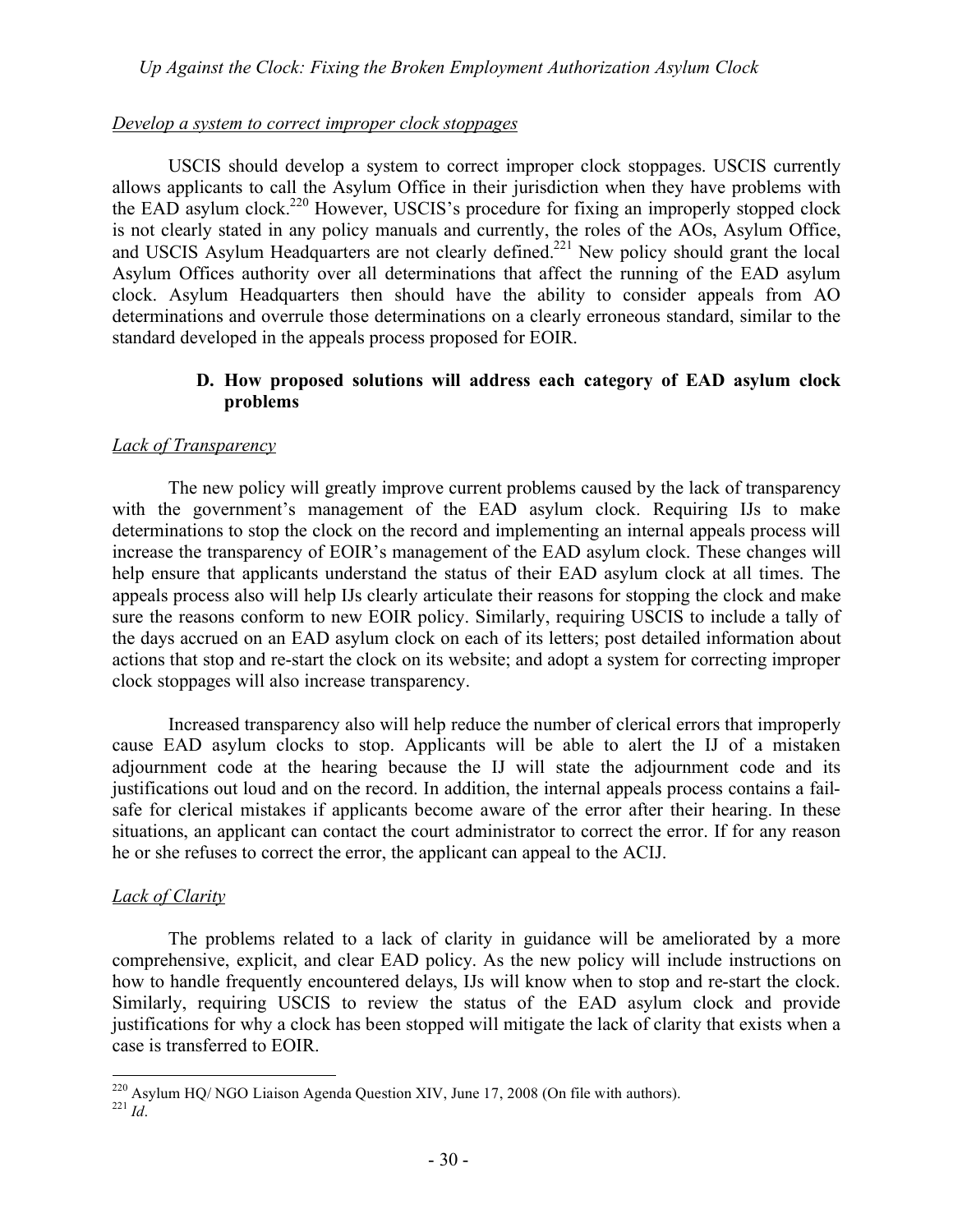*Develop a system to correct improper clock stoppages*

USCIS should develop a system to correct improper clock stoppages. USCIS currently allows applicants to call the Asylum Office in their jurisdiction when they have problems with the EAD asylum clock.[220] However, USCIS's procedure for fixing an improperly stopped clock is not clearly stated in any policy manuals and currently, the roles of the AOs, Asylum Office, and USCIS Asylum Headquarters are not clearly defined.[221] New policy should grant the local Asylum Offices authority over all determinations that affect the running of the EAD asylum clock. Asylum Headquarters then should have the ability to consider appeals from AO determinations and overrule those determinations on a clearly erroneous standard, similar to the standard developed in the appeals process proposed for EOIR.

### D. How proposed solutions will address each category of EAD asylum clock problems

*Lack of Transparency*

The new policy will greatly improve current problems caused by the lack of transparency with the government's management of the EAD asylum clock. Requiring IJs to make determinations to stop the clock on the record and implementing an internal appeals process will increase the transparency of EOIR's management of the EAD asylum clock. These changes will help ensure that applicants understand the status of their EAD asylum clock at all times. The appeals process also will help IJs clearly articulate their reasons for stopping the clock and make sure the reasons conform to new EOIR policy. Similarly, requiring USCIS to include a tally of the days accrued on an EAD asylum clock on each of its letters; post detailed information about actions that stop and re-start the clock on its website; and adopt a system for correcting improper clock stoppages will also increase transparency.

Increased transparency also will help reduce the number of clerical errors that improperly cause EAD asylum clocks to stop. Applicants will be able to alert the IJ of a mistaken adjournment code at the hearing because the IJ will state the adjournment code and its justifications out loud and on the record. In addition, the internal appeals process contains a fail-safe for clerical mistakes if applicants become aware of the error after their hearing. In these situations, an applicant can contact the court administrator to correct the error. If for any reason he or she refuses to correct the error, the applicant can appeal to the ACIJ.

*Lack of Clarity*

The problems related to a lack of clarity in guidance will be ameliorated by a more comprehensive, explicit, and clear EAD policy. As the new policy will include instructions on how to handle frequently encountered delays, IJs will know when to stop and re-start the clock. Similarly, requiring USCIS to review the status of the EAD asylum clock and provide justifications for why a clock has been stopped will mitigate the lack of clarity that exists when a case is transferred to EOIR.

---

[220] Asylum HQ/ NGO Liaison Agenda Question XIV, June 17, 2008 (On file with authors).

[221] *Id*.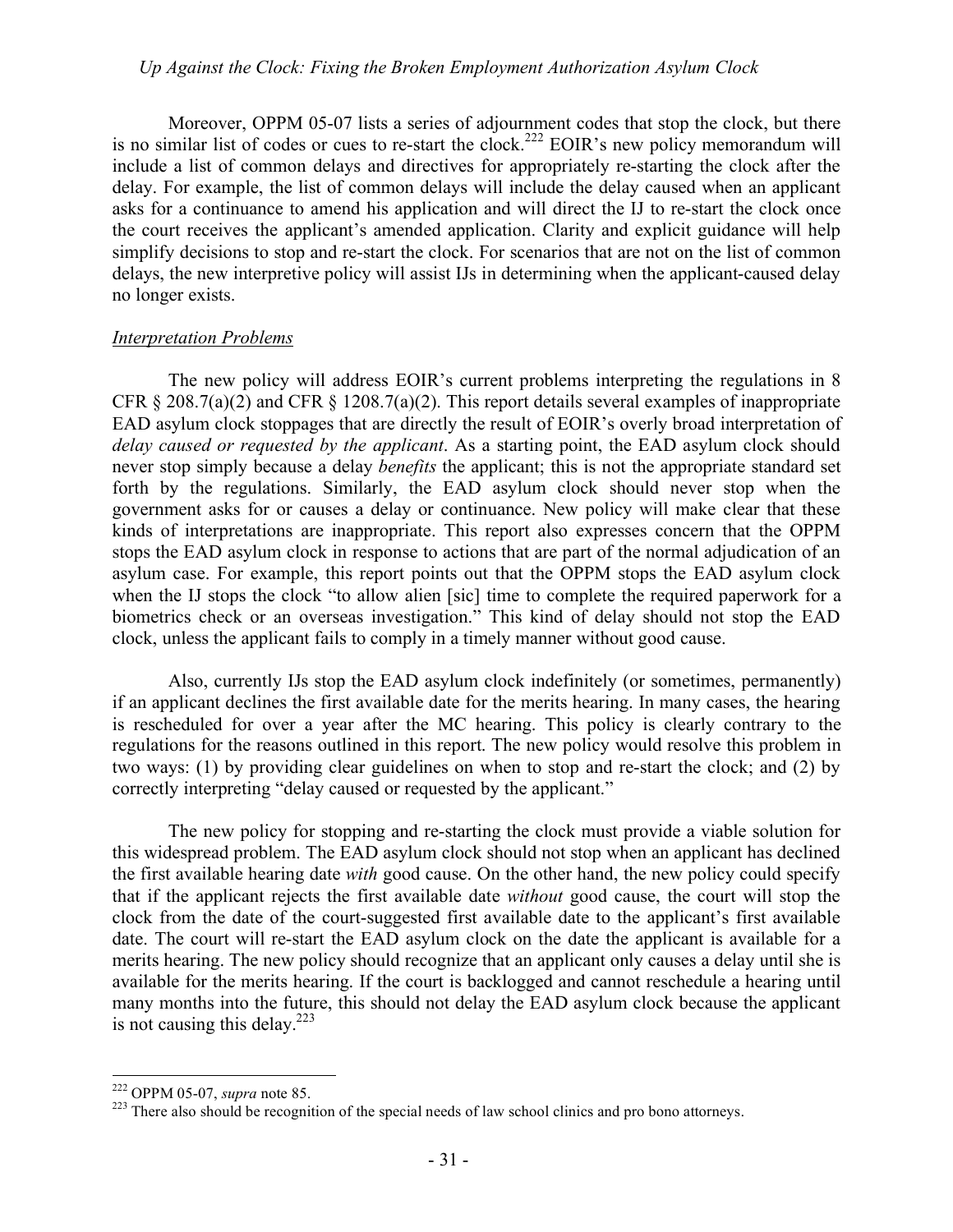Moreover, OPPM 05-07 lists a series of adjournment codes that stop the clock, but there is no similar list of codes or cues to re-start the clock.[222] EOIR's new policy memorandum will include a list of common delays and directives for appropriately re-starting the clock after the delay. For example, the list of common delays will include the delay caused when an applicant asks for a continuance to amend his application and will direct the IJ to re-start the clock once the court receives the applicant's amended application. Clarity and explicit guidance will help simplify decisions to stop and re-start the clock. For scenarios that are not on the list of common delays, the new interpretive policy will assist IJs in determining when the applicant-caused delay no longer exists.

<u>*Interpretation Problems*</u>

The new policy will address EOIR's current problems interpreting the regulations in 8 CFR § 208.7(a)(2) and CFR § 1208.7(a)(2). This report details several examples of inappropriate EAD asylum clock stoppages that are directly the result of EOIR's overly broad interpretation of *delay caused or requested by the applicant*. As a starting point, the EAD asylum clock should never stop simply because a delay *benefits* the applicant; this is not the appropriate standard set forth by the regulations. Similarly, the EAD asylum clock should never stop when the government asks for or causes a delay or continuance. New policy will make clear that these kinds of interpretations are inappropriate. This report also expresses concern that the OPPM stops the EAD asylum clock in response to actions that are part of the normal adjudication of an asylum case. For example, this report points out that the OPPM stops the EAD asylum clock when the IJ stops the clock "to allow alien [sic] time to complete the required paperwork for a biometrics check or an overseas investigation." This kind of delay should not stop the EAD clock, unless the applicant fails to comply in a timely manner without good cause.

Also, currently IJs stop the EAD asylum clock indefinitely (or sometimes, permanently) if an applicant declines the first available date for the merits hearing. In many cases, the hearing is rescheduled for over a year after the MC hearing. This policy is clearly contrary to the regulations for the reasons outlined in this report. The new policy would resolve this problem in two ways: (1) by providing clear guidelines on when to stop and re-start the clock; and (2) by correctly interpreting "delay caused or requested by the applicant."

The new policy for stopping and re-starting the clock must provide a viable solution for this widespread problem. The EAD asylum clock should not stop when an applicant has declined the first available hearing date *with* good cause. On the other hand, the new policy could specify that if the applicant rejects the first available date *without* good cause, the court will stop the clock from the date of the court-suggested first available date to the applicant's first available date. The court will re-start the EAD asylum clock on the date the applicant is available for a merits hearing. The new policy should recognize that an applicant only causes a delay until she is available for the merits hearing. If the court is backlogged and cannot reschedule a hearing until many months into the future, this should not delay the EAD asylum clock because the applicant is not causing this delay.[223]

---

[222] OPPM 05-07, *supra* note 85.

[223] There also should be recognition of the special needs of law school clinics and pro bono attorneys.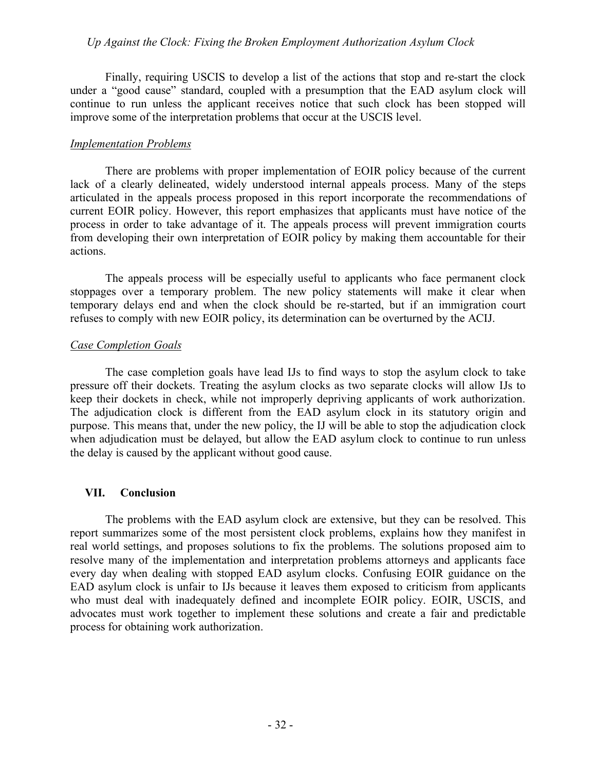Finally, requiring USCIS to develop a list of the actions that stop and re-start the clock under a "good cause" standard, coupled with a presumption that the EAD asylum clock will continue to run unless the applicant receives notice that such clock has been stopped will improve some of the interpretation problems that occur at the USCIS level.

*Implementation Problems*

There are problems with proper implementation of EOIR policy because of the current lack of a clearly delineated, widely understood internal appeals process. Many of the steps articulated in the appeals process proposed in this report incorporate the recommendations of current EOIR policy. However, this report emphasizes that applicants must have notice of the process in order to take advantage of it. The appeals process will prevent immigration courts from developing their own interpretation of EOIR policy by making them accountable for their actions.

The appeals process will be especially useful to applicants who face permanent clock stoppages over a temporary problem. The new policy statements will make it clear when temporary delays end and when the clock should be re-started, but if an immigration court refuses to comply with new EOIR policy, its determination can be overturned by the ACIJ.

*Case Completion Goals*

The case completion goals have lead IJs to find ways to stop the asylum clock to take pressure off their dockets. Treating the asylum clocks as two separate clocks will allow IJs to keep their dockets in check, while not improperly depriving applicants of work authorization. The adjudication clock is different from the EAD asylum clock in its statutory origin and purpose. This means that, under the new policy, the IJ will be able to stop the adjudication clock when adjudication must be delayed, but allow the EAD asylum clock to continue to run unless the delay is caused by the applicant without good cause.

## VII. Conclusion

The problems with the EAD asylum clock are extensive, but they can be resolved. This report summarizes some of the most persistent clock problems, explains how they manifest in real world settings, and proposes solutions to fix the problems. The solutions proposed aim to resolve many of the implementation and interpretation problems attorneys and applicants face every day when dealing with stopped EAD asylum clocks. Confusing EOIR guidance on the EAD asylum clock is unfair to IJs because it leaves them exposed to criticism from applicants who must deal with inadequately defined and incomplete EOIR policy. EOIR, USCIS, and advocates must work together to implement these solutions and create a fair and predictable process for obtaining work authorization.